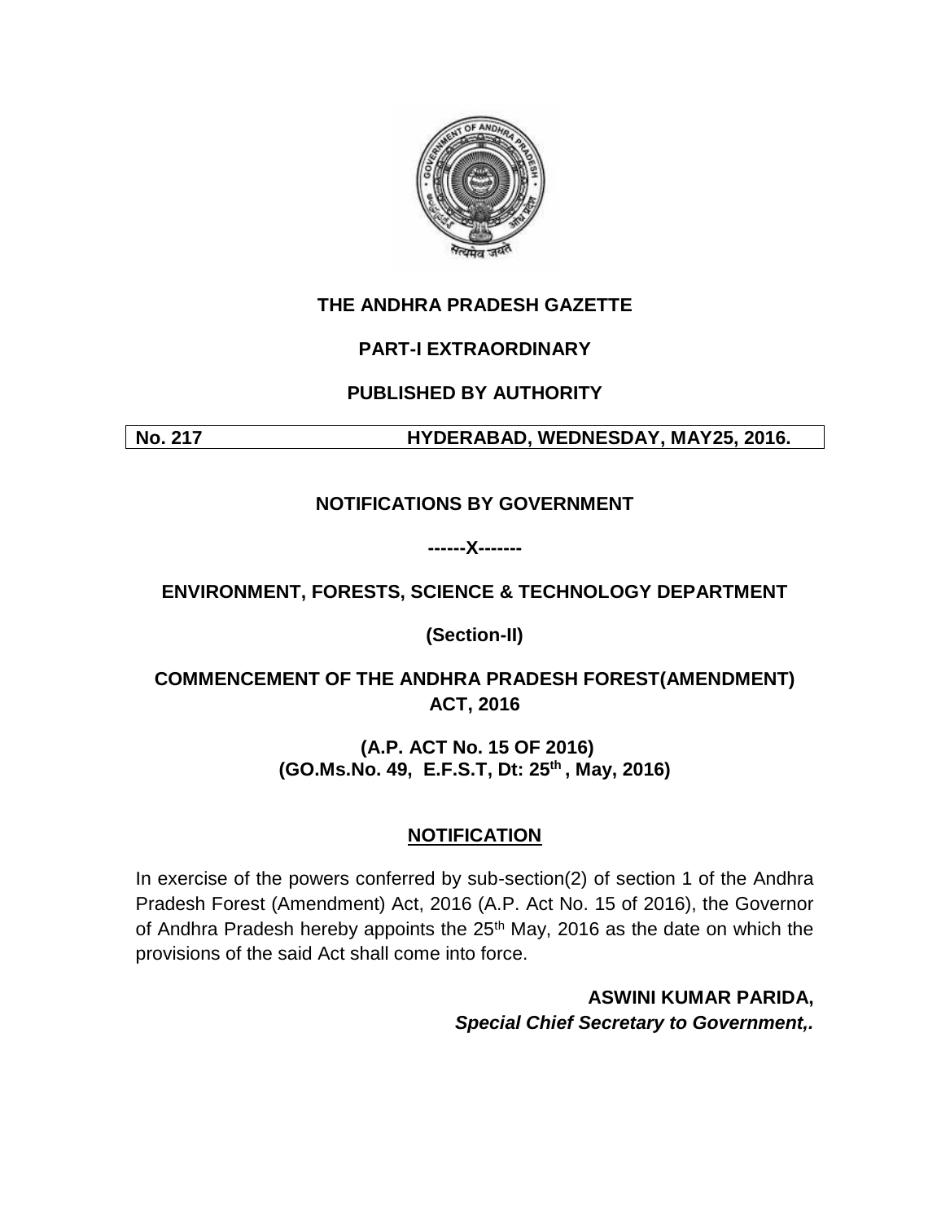# THE ANDHRA PRADESH GAZETTE

## PART-I EXTRAORDINARY

## PUBLISHED BY AUTHORITY

| No. 217 | HYDERABAD, WEDNESDAY, MAY25, 2016. |
| --- | --- |

## NOTIFICATIONS BY GOVERNMENT

**------X-------**

## ENVIRONMENT, FORESTS, SCIENCE & TECHNOLOGY DEPARTMENT

**(Section-II)**

## COMMENCEMENT OF THE ANDHRA PRADESH FOREST(AMENDMENT) ACT, 2016

**(A.P. ACT No. 15 OF 2016)**
**(GO.Ms.No. 49, E.F.S.T, Dt: 25th , May, 2016)**

### NOTIFICATION

In exercise of the powers conferred by sub-section(2) of section 1 of the Andhra Pradesh Forest (Amendment) Act, 2016 (A.P. Act No. 15 of 2016), the Governor of Andhra Pradesh hereby appoints the 25th May, 2016 as the date on which the provisions of the said Act shall come into force.

**ASWINI KUMAR PARIDA,**
***Special Chief Secretary to Government,.***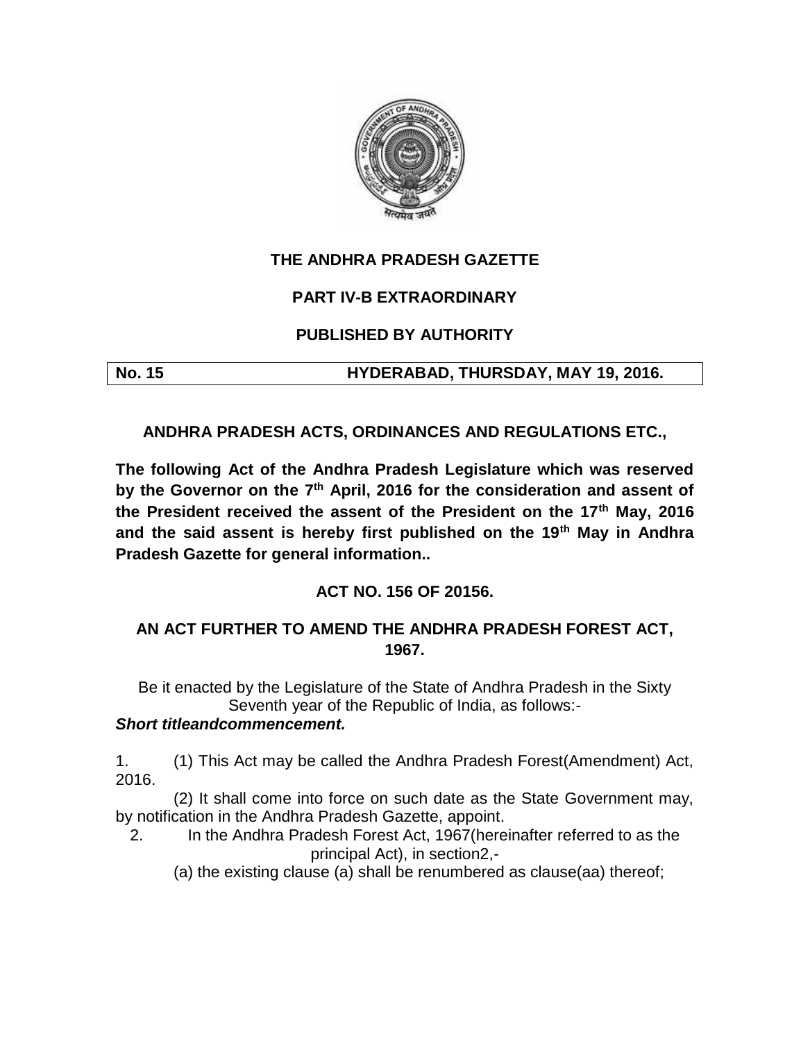# THE ANDHRA PRADESH GAZETTE

## PART IV-B EXTRAORDINARY

### PUBLISHED BY AUTHORITY

| **No. 15** | **HYDERABAD, THURSDAY, MAY 19, 2016.** |
|---|---|

### ANDHRA PRADESH ACTS, ORDINANCES AND REGULATIONS ETC.,

**The following Act of the Andhra Pradesh Legislature which was reserved by the Governor on the 7th April, 2016 for the consideration and assent of the President received the assent of the President on the 17th May, 2016 and the said assent is hereby first published on the 19th May in Andhra Pradesh Gazette for general information..**

### ACT NO. 156 OF 20156.

### AN ACT FURTHER TO AMEND THE ANDHRA PRADESH FOREST ACT, 1967.

Be it enacted by the Legislature of the State of Andhra Pradesh in the Sixty Seventh year of the Republic of India, as follows:-

***Short titleandcommencement.***

1. (1) This Act may be called the Andhra Pradesh Forest(Amendment) Act, 2016.

(2) It shall come into force on such date as the State Government may, by notification in the Andhra Pradesh Gazette, appoint.

2. In the Andhra Pradesh Forest Act, 1967(hereinafter referred to as the principal Act), in section2,-

(a) the existing clause (a) shall be renumbered as clause(aa) thereof;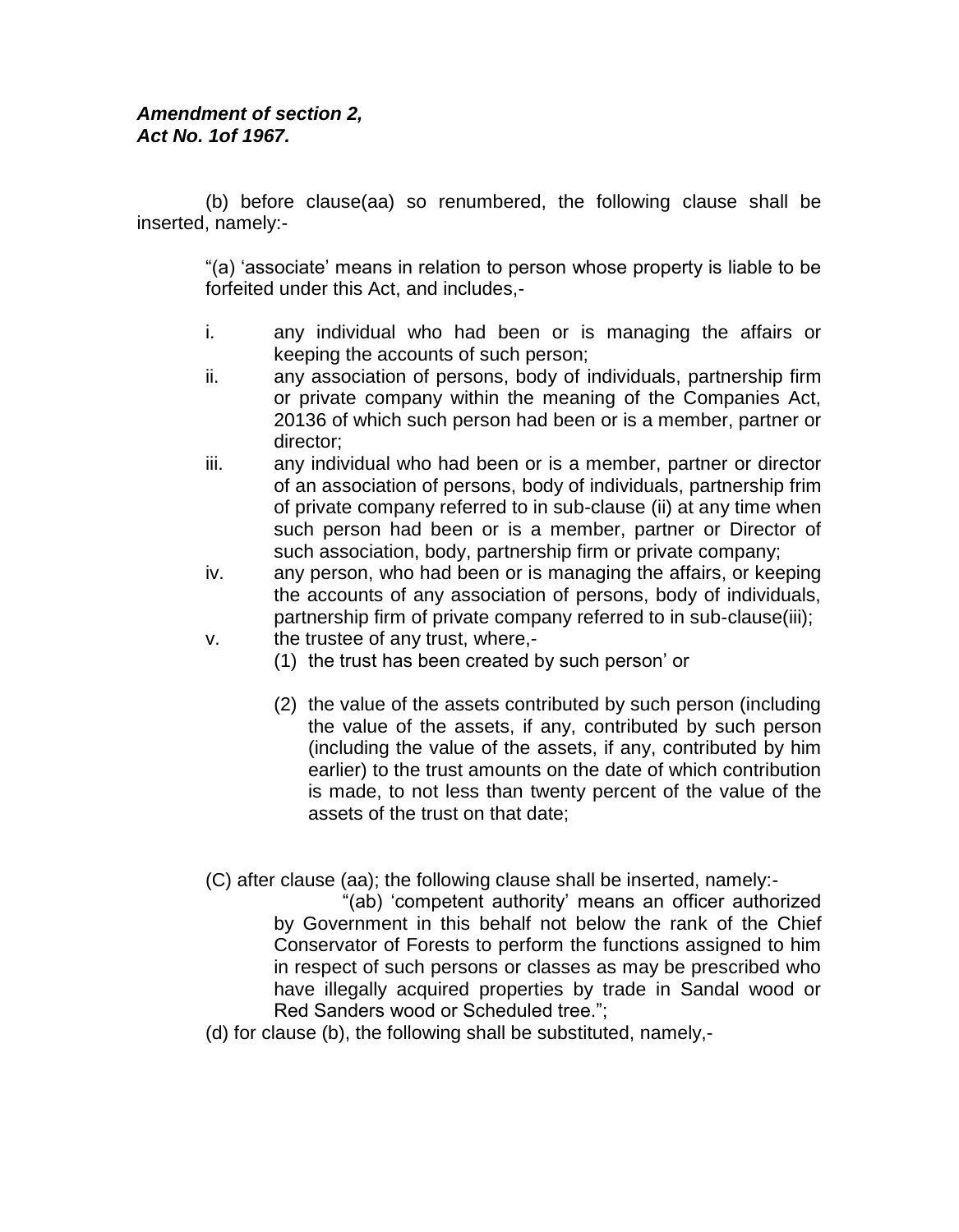***Amendment of section 2, Act No. 1of 1967.***

(b) before clause(aa) so renumbered, the following clause shall be inserted, namely:-

"(a) 'associate' means in relation to person whose property is liable to be forfeited under this Act, and includes,-

i. any individual who had been or is managing the affairs or keeping the accounts of such person;
ii. any association of persons, body of individuals, partnership firm or private company within the meaning of the Companies Act, 20136 of which such person had been or is a member, partner or director;
iii. any individual who had been or is a member, partner or director of an association of persons, body of individuals, partnership frim of private company referred to in sub-clause (ii) at any time when such person had been or is a member, partner or Director of such association, body, partnership firm or private company;
iv. any person, who had been or is managing the affairs, or keeping the accounts of any association of persons, body of individuals, partnership firm of private company referred to in sub-clause(iii);
v. the trustee of any trust, where,-
   (1) the trust has been created by such person' or
   (2) the value of the assets contributed by such person (including the value of the assets, if any, contributed by such person (including the value of the assets, if any, contributed by him earlier) to the trust amounts on the date of which contribution is made, to not less than twenty percent of the value of the assets of the trust on that date;

(C) after clause (aa); the following clause shall be inserted, namely:-

"(ab) 'competent authority' means an officer authorized by Government in this behalf not below the rank of the Chief Conservator of Forests to perform the functions assigned to him in respect of such persons or classes as may be prescribed who have illegally acquired properties by trade in Sandal wood or Red Sanders wood or Scheduled tree.";

(d) for clause (b), the following shall be substituted, namely,-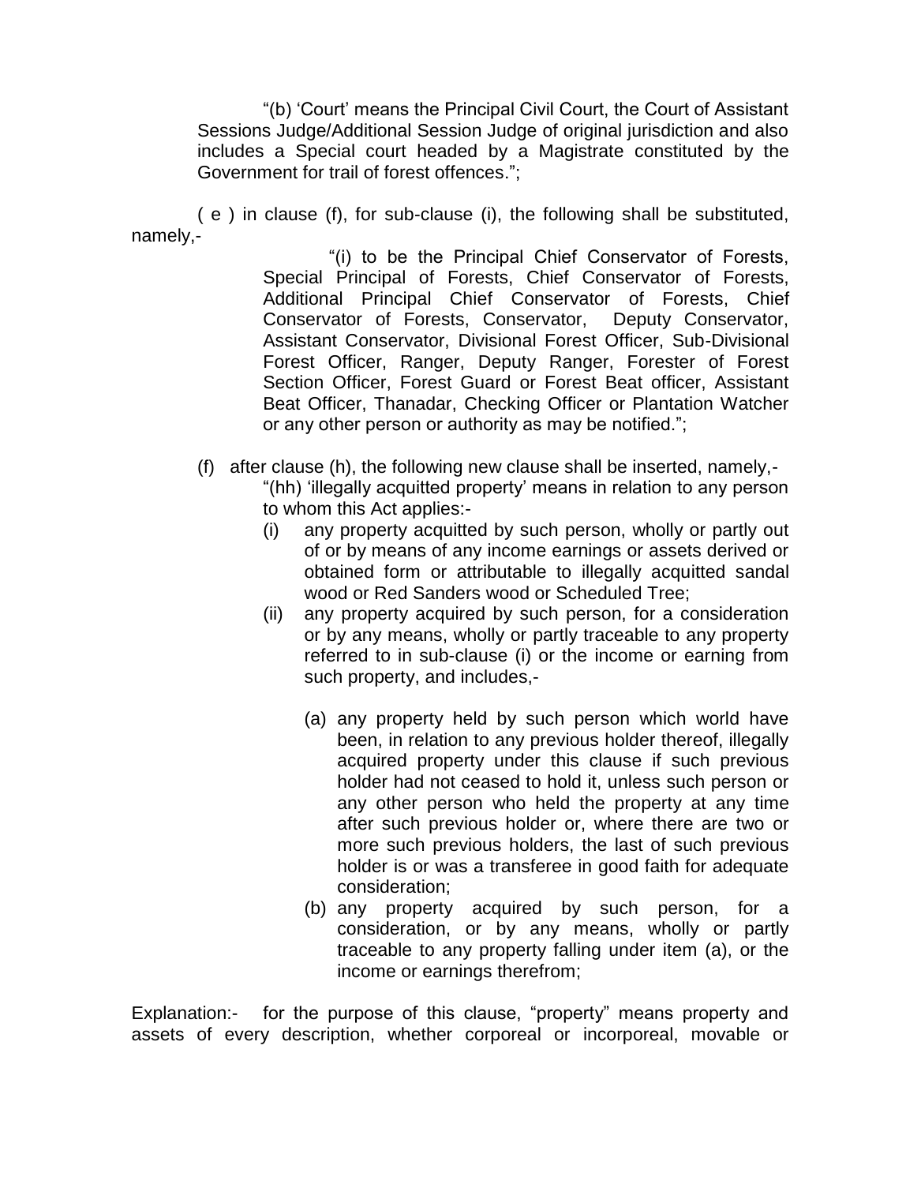"(b) 'Court' means the Principal Civil Court, the Court of Assistant Sessions Judge/Additional Session Judge of original jurisdiction and also includes a Special court headed by a Magistrate constituted by the Government for trail of forest offences.";

( e ) in clause (f), for sub-clause (i), the following shall be substituted, namely,-

"(i) to be the Principal Chief Conservator of Forests, Special Principal of Forests, Chief Conservator of Forests, Additional Principal Chief Conservator of Forests, Chief Conservator of Forests, Conservator, Deputy Conservator, Assistant Conservator, Divisional Forest Officer, Sub-Divisional Forest Officer, Ranger, Deputy Ranger, Forester of Forest Section Officer, Forest Guard or Forest Beat officer, Assistant Beat Officer, Thanadar, Checking Officer or Plantation Watcher or any other person or authority as may be notified.";

(f) after clause (h), the following new clause shall be inserted, namely,-

"(hh) 'illegally acquitted property' means in relation to any person to whom this Act applies:-

(i) any property acquitted by such person, wholly or partly out of or by means of any income earnings or assets derived or obtained form or attributable to illegally acquitted sandal wood or Red Sanders wood or Scheduled Tree;

(ii) any property acquired by such person, for a consideration or by any means, wholly or partly traceable to any property referred to in sub-clause (i) or the income or earning from such property, and includes,-

(a) any property held by such person which world have been, in relation to any previous holder thereof, illegally acquired property under this clause if such previous holder had not ceased to hold it, unless such person or any other person who held the property at any time after such previous holder or, where there are two or more such previous holders, the last of such previous holder is or was a transferee in good faith for adequate consideration;

(b) any property acquired by such person, for a consideration, or by any means, wholly or partly traceable to any property falling under item (a), or the income or earnings therefrom;

Explanation:- for the purpose of this clause, "property" means property and assets of every description, whether corporeal or incorporeal, movable or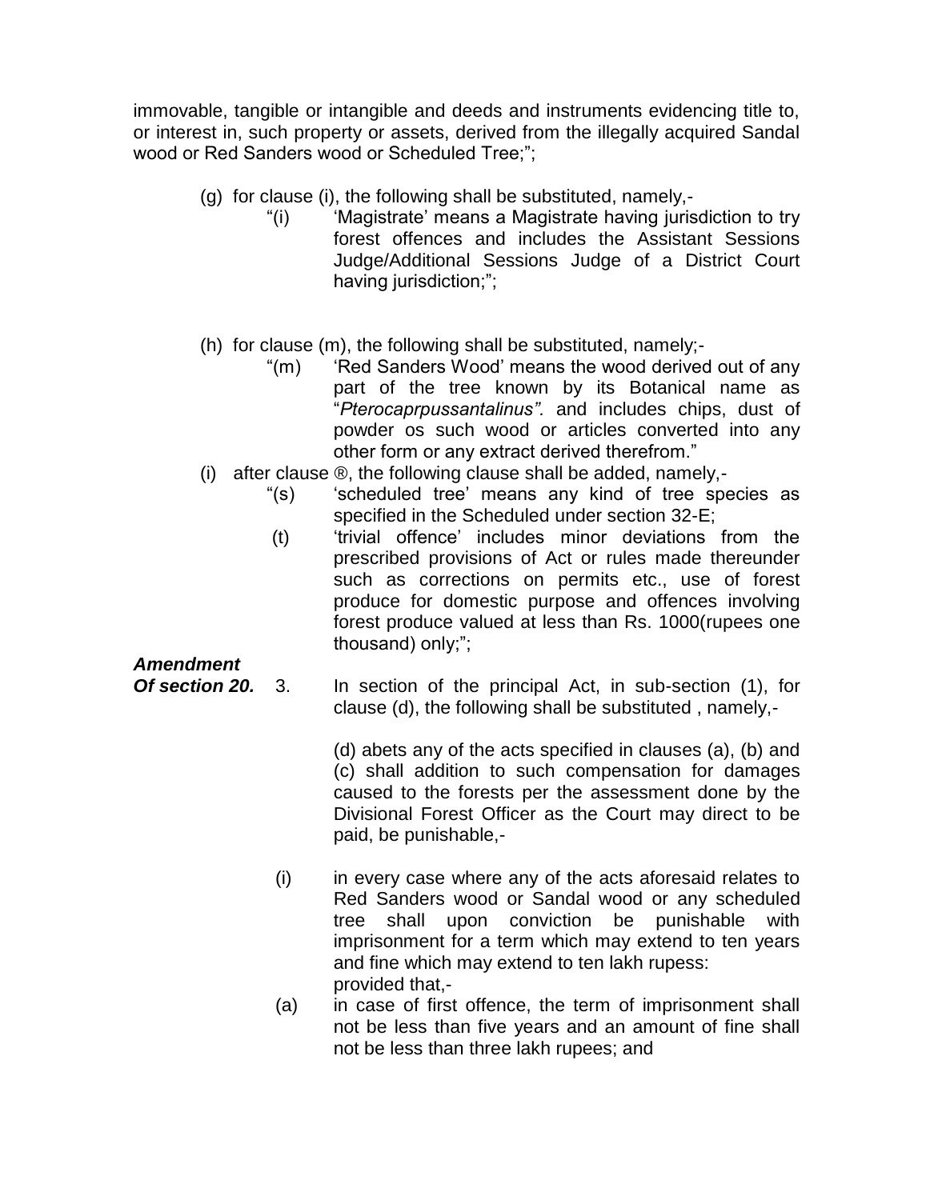immovable, tangible or intangible and deeds and instruments evidencing title to, or interest in, such property or assets, derived from the illegally acquired Sandal wood or Red Sanders wood or Scheduled Tree;";

(g) for clause (i), the following shall be substituted, namely,-

"(i) 'Magistrate' means a Magistrate having jurisdiction to try forest offences and includes the Assistant Sessions Judge/Additional Sessions Judge of a District Court having jurisdiction;";

(h) for clause (m), the following shall be substituted, namely;-

"(m) 'Red Sanders Wood' means the wood derived out of any part of the tree known by its Botanical name as "*Pterocaprpussantalinus".* and includes chips, dust of powder os such wood or articles converted into any other form or any extract derived therefrom."

(i) after clause ®, the following clause shall be added, namely,-

"(s) 'scheduled tree' means any kind of tree species as specified in the Scheduled under section 32-E;

(t) 'trivial offence' includes minor deviations from the prescribed provisions of Act or rules made thereunder such as corrections on permits etc., use of forest produce for domestic purpose and offences involving forest produce valued at less than Rs. 1000(rupees one thousand) only;";

***Amendment Of section 20.***

3. In section of the principal Act, in sub-section (1), for clause (d), the following shall be substituted , namely,-

(d) abets any of the acts specified in clauses (a), (b) and (c) shall addition to such compensation for damages caused to the forests per the assessment done by the Divisional Forest Officer as the Court may direct to be paid, be punishable,-

(i) in every case where any of the acts aforesaid relates to Red Sanders wood or Sandal wood or any scheduled tree shall upon conviction be punishable with imprisonment for a term which may extend to ten years and fine which may extend to ten lakh rupess:
provided that,-

(a) in case of first offence, the term of imprisonment shall not be less than five years and an amount of fine shall not be less than three lakh rupees; and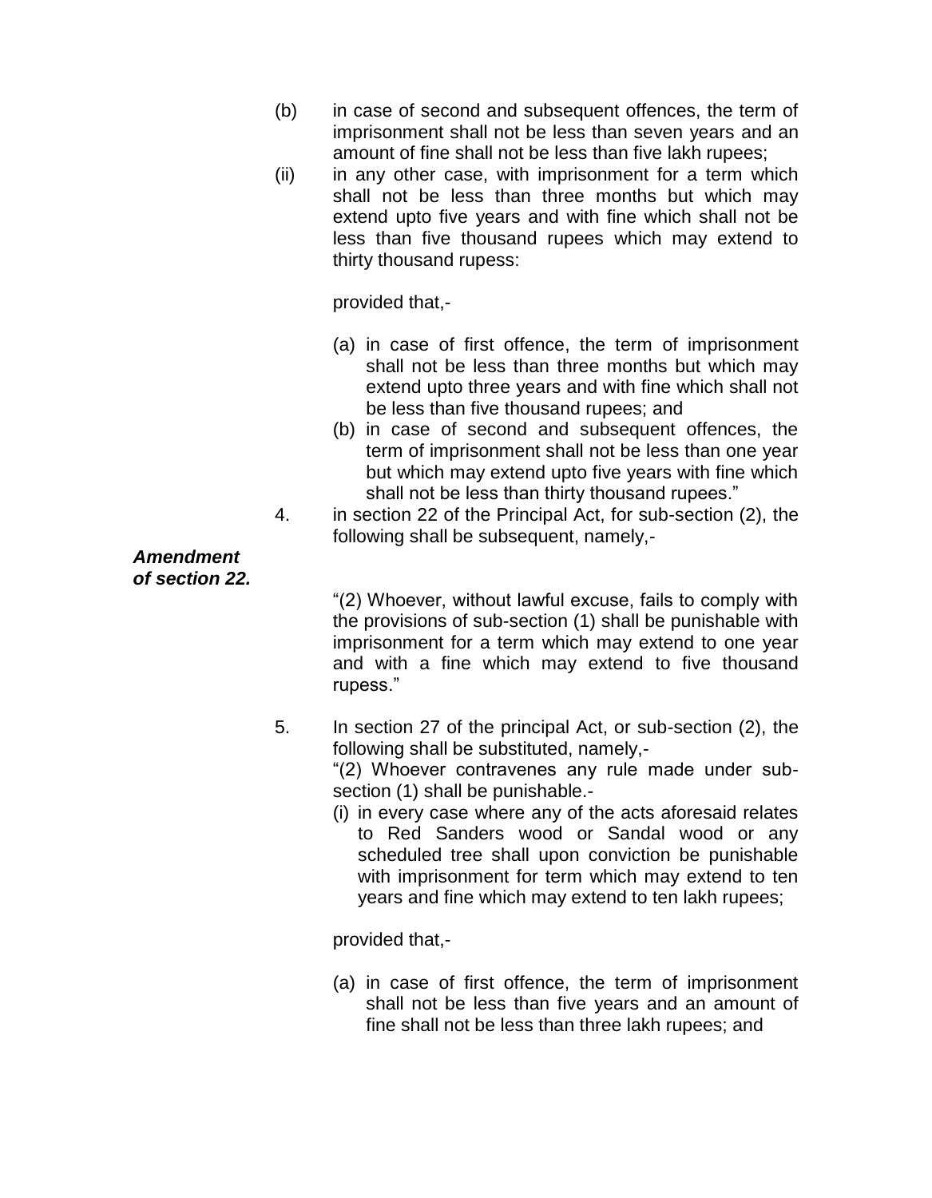(b) in case of second and subsequent offences, the term of imprisonment shall not be less than seven years and an amount of fine shall not be less than five lakh rupees;

(ii) in any other case, with imprisonment for a term which shall not be less than three months but which may extend upto five years and with fine which shall not be less than five thousand rupees which may extend to thirty thousand rupess:

provided that,-

(a) in case of first offence, the term of imprisonment shall not be less than three months but which may extend upto three years and with fine which shall not be less than five thousand rupees; and

(b) in case of second and subsequent offences, the term of imprisonment shall not be less than one year but which may extend upto five years with fine which shall not be less than thirty thousand rupees."

***Amendment of section 22.***

4. in section 22 of the Principal Act, for sub-section (2), the following shall be subsequent, namely,-

"(2) Whoever, without lawful excuse, fails to comply with the provisions of sub-section (1) shall be punishable with imprisonment for a term which may extend to one year and with a fine which may extend to five thousand rupess."

5. In section 27 of the principal Act, or sub-section (2), the following shall be substituted, namely,-

"(2) Whoever contravenes any rule made under sub-section (1) shall be punishable.-

(i) in every case where any of the acts aforesaid relates to Red Sanders wood or Sandal wood or any scheduled tree shall upon conviction be punishable with imprisonment for term which may extend to ten years and fine which may extend to ten lakh rupees;

provided that,-

(a) in case of first offence, the term of imprisonment shall not be less than five years and an amount of fine shall not be less than three lakh rupees; and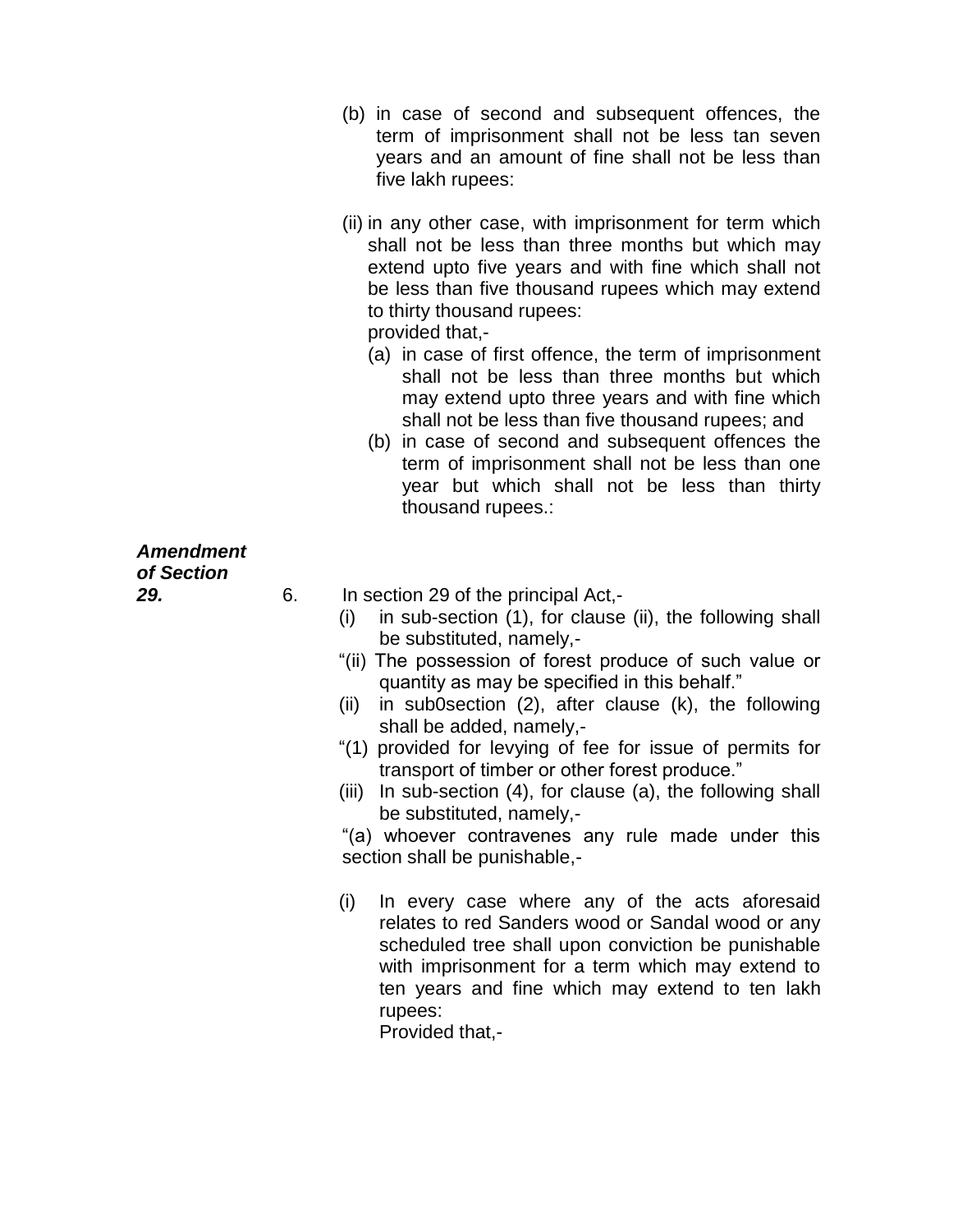(b) in case of second and subsequent offences, the term of imprisonment shall not be less tan seven years and an amount of fine shall not be less than five lakh rupees:

(ii) in any other case, with imprisonment for term which shall not be less than three months but which may extend upto five years and with fine which shall not be less than five thousand rupees which may extend to thirty thousand rupees:
provided that,-

(a) in case of first offence, the term of imprisonment shall not be less than three months but which may extend upto three years and with fine which shall not be less than five thousand rupees; and
(b) in case of second and subsequent offences the term of imprisonment shall not be less than one year but which shall not be less than thirty thousand rupees.:

***Amendment of Section 29.***

6. In section 29 of the principal Act,-

(i) in sub-section (1), for clause (ii), the following shall be substituted, namely,-

"(ii) The possession of forest produce of such value or quantity as may be specified in this behalf."

(ii) in sub0section (2), after clause (k), the following shall be added, namely,-

"(1) provided for levying of fee for issue of permits for transport of timber or other forest produce."

(iii) In sub-section (4), for clause (a), the following shall be substituted, namely,-

"(a) whoever contravenes any rule made under this section shall be punishable,-

(i) In every case where any of the acts aforesaid relates to red Sanders wood or Sandal wood or any scheduled tree shall upon conviction be punishable with imprisonment for a term which may extend to ten years and fine which may extend to ten lakh rupees:
Provided that,-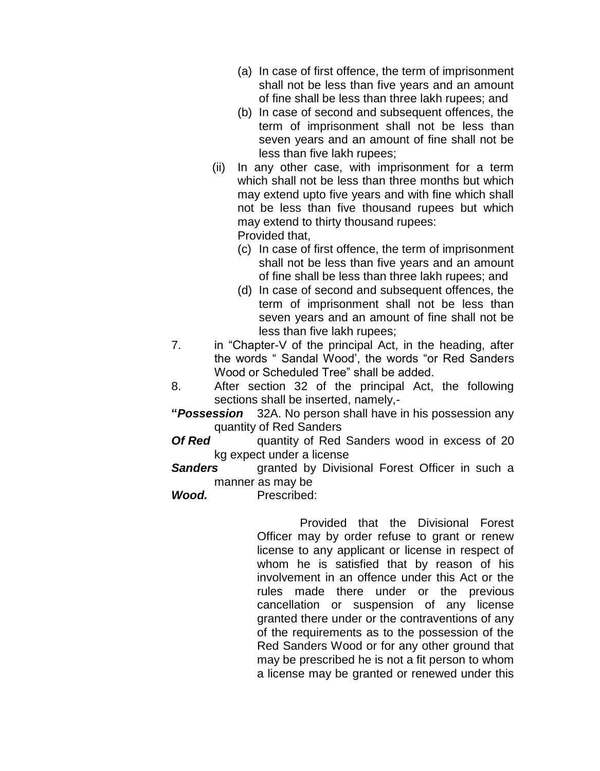(a) In case of first offence, the term of imprisonment shall not be less than five years and an amount of fine shall be less than three lakh rupees; and

(b) In case of second and subsequent offences, the term of imprisonment shall not be less than seven years and an amount of fine shall not be less than five lakh rupees;

(ii) In any other case, with imprisonment for a term which shall not be less than three months but which may extend upto five years and with fine which shall not be less than five thousand rupees but which may extend to thirty thousand rupees:

Provided that,

(c) In case of first offence, the term of imprisonment shall not be less than five years and an amount of fine shall be less than three lakh rupees; and

(d) In case of second and subsequent offences, the term of imprisonment shall not be less than seven years and an amount of fine shall not be less than five lakh rupees;

7. in "Chapter-V of the principal Act, in the heading, after the words " Sandal Wood', the words "or Red Sanders Wood or Scheduled Tree" shall be added.

8. After section 32 of the principal Act, the following sections shall be inserted, namely,-

"***Possession Of Red Sanders Wood.*** 32A. No person shall have in his possession any quantity of Red Sanders quantity of Red Sanders wood in excess of 20 kg expect under a license granted by Divisional Forest Officer in such a manner as may be Prescribed:

Provided that the Divisional Forest Officer may by order refuse to grant or renew license to any applicant or license in respect of whom he is satisfied that by reason of his involvement in an offence under this Act or the rules made there under or the previous cancellation or suspension of any license granted there under or the contraventions of any of the requirements as to the possession of the Red Sanders Wood or for any other ground that may be prescribed he is not a fit person to whom a license may be granted or renewed under this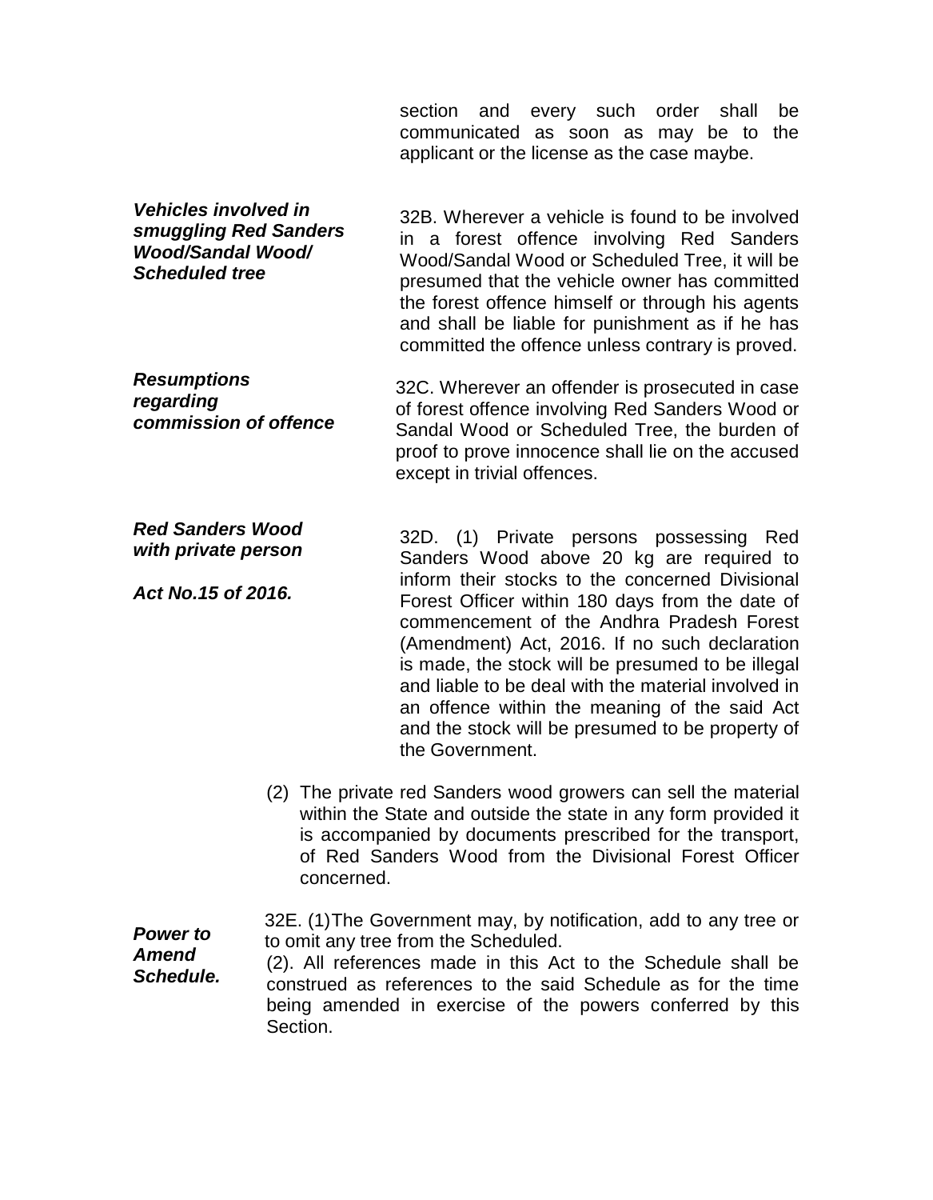section and every such order shall be communicated as soon as may be to the applicant or the license as the case maybe.

***Vehicles involved in smuggling Red Sanders Wood/Sandal Wood/ Scheduled tree***

32B. Wherever a vehicle is found to be involved in a forest offence involving Red Sanders Wood/Sandal Wood or Scheduled Tree, it will be presumed that the vehicle owner has committed the forest offence himself or through his agents and shall be liable for punishment as if he has committed the offence unless contrary is proved.

***Resumptions regarding commission of offence***

32C. Wherever an offender is prosecuted in case of forest offence involving Red Sanders Wood or Sandal Wood or Scheduled Tree, the burden of proof to prove innocence shall lie on the accused except in trivial offences.

***Red Sanders Wood with private person***

***Act No.15 of 2016.***

32D. (1) Private persons possessing Red Sanders Wood above 20 kg are required to inform their stocks to the concerned Divisional Forest Officer within 180 days from the date of commencement of the Andhra Pradesh Forest (Amendment) Act, 2016. If no such declaration is made, the stock will be presumed to be illegal and liable to be deal with the material involved in an offence within the meaning of the said Act and the stock will be presumed to be property of the Government.

(2) The private red Sanders wood growers can sell the material within the State and outside the state in any form provided it is accompanied by documents prescribed for the transport, of Red Sanders Wood from the Divisional Forest Officer concerned.

***Power to Amend Schedule.***

32E. (1)The Government may, by notification, add to any tree or to omit any tree from the Scheduled.

(2). All references made in this Act to the Schedule shall be construed as references to the said Schedule as for the time being amended in exercise of the powers conferred by this Section.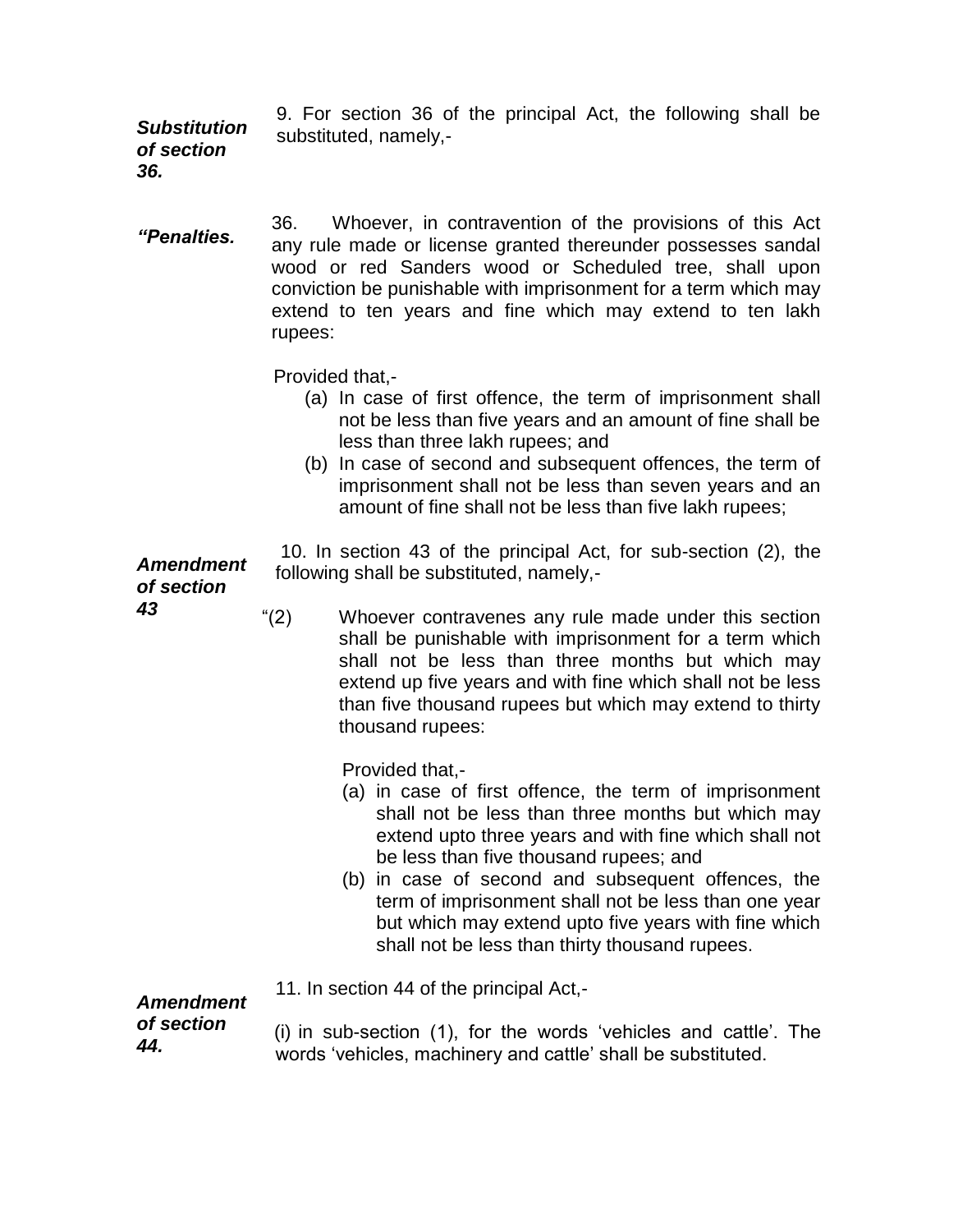*Substitution of section 36.*

9. For section 36 of the principal Act, the following shall be substituted, namely,-

*"Penalties.*

36. Whoever, in contravention of the provisions of this Act any rule made or license granted thereunder possesses sandal wood or red Sanders wood or Scheduled tree, shall upon conviction be punishable with imprisonment for a term which may extend to ten years and fine which may extend to ten lakh rupees:

Provided that,-

(a) In case of first offence, the term of imprisonment shall not be less than five years and an amount of fine shall be less than three lakh rupees; and

(b) In case of second and subsequent offences, the term of imprisonment shall not be less than seven years and an amount of fine shall not be less than five lakh rupees;

*Amendment of section 43*

10. In section 43 of the principal Act, for sub-section (2), the following shall be substituted, namely,-

"(2) Whoever contravenes any rule made under this section shall be punishable with imprisonment for a term which shall not be less than three months but which may extend up five years and with fine which shall not be less than five thousand rupees but which may extend to thirty thousand rupees:

Provided that,-

(a) in case of first offence, the term of imprisonment shall not be less than three months but which may extend upto three years and with fine which shall not be less than five thousand rupees; and

(b) in case of second and subsequent offences, the term of imprisonment shall not be less than one year but which may extend upto five years with fine which shall not be less than thirty thousand rupees.

*Amendment of section 44.*

11. In section 44 of the principal Act,-

(i) in sub-section (1), for the words 'vehicles and cattle'. The words 'vehicles, machinery and cattle' shall be substituted.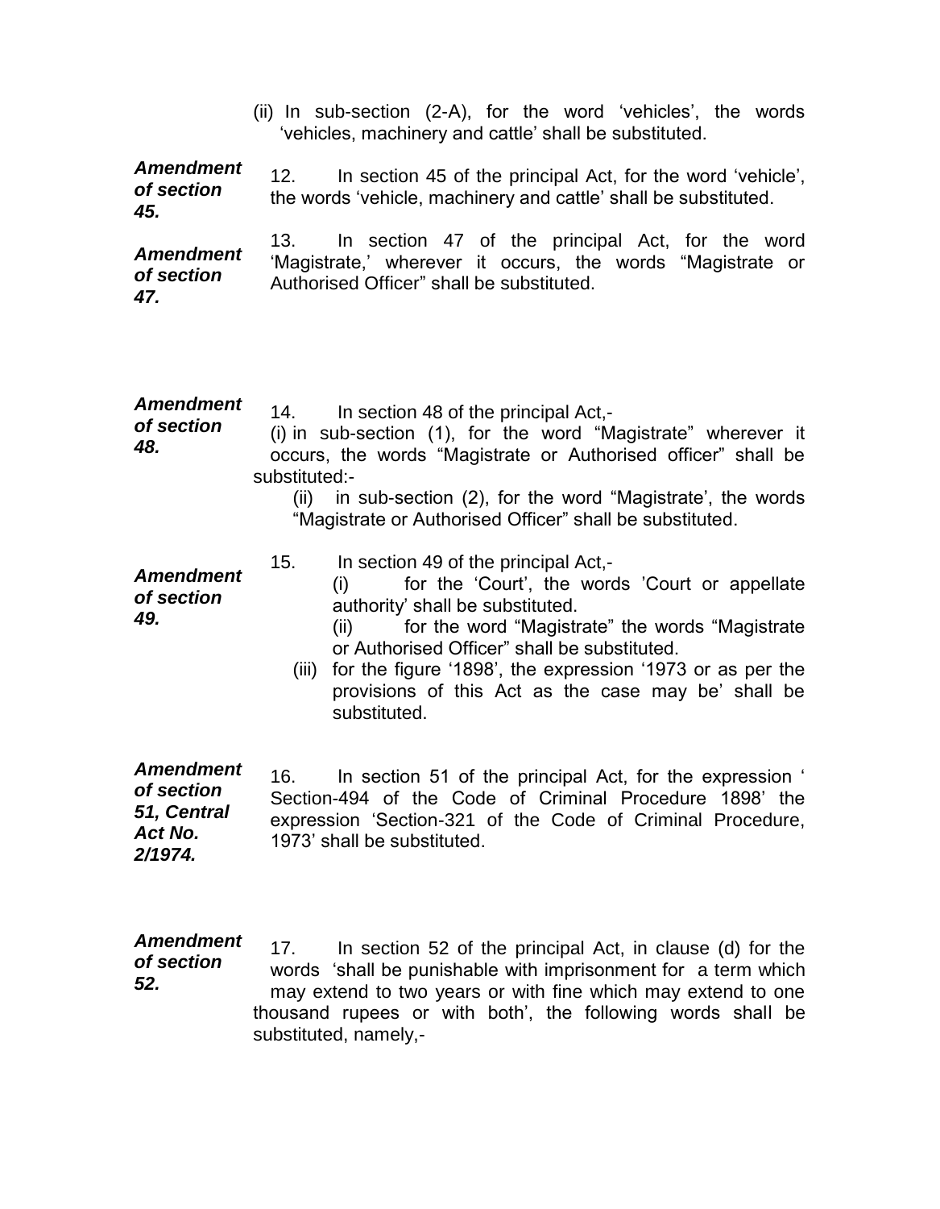(ii) In sub-section (2-A), for the word 'vehicles', the words 'vehicles, machinery and cattle' shall be substituted.

***Amendment of section 45.***

12. In section 45 of the principal Act, for the word 'vehicle', the words 'vehicle, machinery and cattle' shall be substituted.

***Amendment of section 47.***

13. In section 47 of the principal Act, for the word 'Magistrate,' wherever it occurs, the words "Magistrate or Authorised Officer" shall be substituted.

***Amendment of section 48.***

14. In section 48 of the principal Act,-

(i) in sub-section (1), for the word "Magistrate" wherever it occurs, the words "Magistrate or Authorised officer" shall be substituted:-

(ii) in sub-section (2), for the word "Magistrate', the words "Magistrate or Authorised Officer" shall be substituted.

***Amendment of section 49.***

15. In section 49 of the principal Act,-

(i) for the 'Court', the words 'Court or appellate authority' shall be substituted.

(ii) for the word "Magistrate" the words "Magistrate or Authorised Officer" shall be substituted.

(iii) for the figure '1898', the expression '1973 or as per the provisions of this Act as the case may be' shall be substituted.

***Amendment of section 51, Central Act No. 2/1974.***

16. In section 51 of the principal Act, for the expression ' Section-494 of the Code of Criminal Procedure 1898' the expression 'Section-321 of the Code of Criminal Procedure, 1973' shall be substituted.

***Amendment of section 52.***

17. In section 52 of the principal Act, in clause (d) for the words 'shall be punishable with imprisonment for a term which may extend to two years or with fine which may extend to one thousand rupees or with both', the following words shall be substituted, namely,-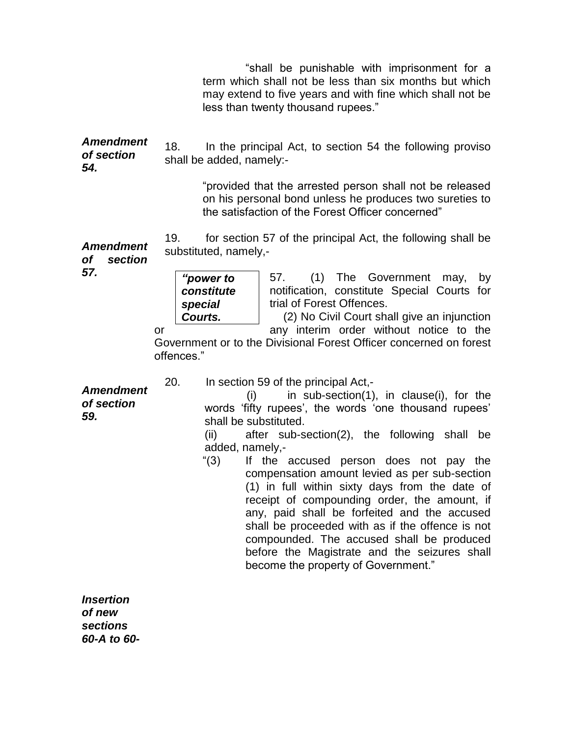"shall be punishable with imprisonment for a term which shall not be less than six months but which may extend to five years and with fine which shall not be less than twenty thousand rupees."

***Amendment of section 54.***

18. In the principal Act, to section 54 the following proviso shall be added, namely:-

"provided that the arrested person shall not be released on his personal bond unless he produces two sureties to the satisfaction of the Forest Officer concerned"

***Amendment of section 57.***

19. for section 57 of the principal Act, the following shall be substituted, namely,-

***"power to constitute special Courts.***

57. (1) The Government may, by notification, constitute Special Courts for trial of Forest Offences.

(2) No Civil Court shall give an injunction or any interim order without notice to the Government or to the Divisional Forest Officer concerned on forest offences."

***Amendment of section 59.***

20. In section 59 of the principal Act,-

(i) in sub-section(1), in clause(i), for the words 'fifty rupees', the words 'one thousand rupees' shall be substituted.

(ii) after sub-section(2), the following shall be added, namely,-

"(3) If the accused person does not pay the compensation amount levied as per sub-section (1) in full within sixty days from the date of receipt of compounding order, the amount, if any, paid shall be forfeited and the accused shall be proceeded with as if the offence is not compounded. The accused shall be produced before the Magistrate and the seizures shall become the property of Government."

***Insertion of new sections 60-A to 60-***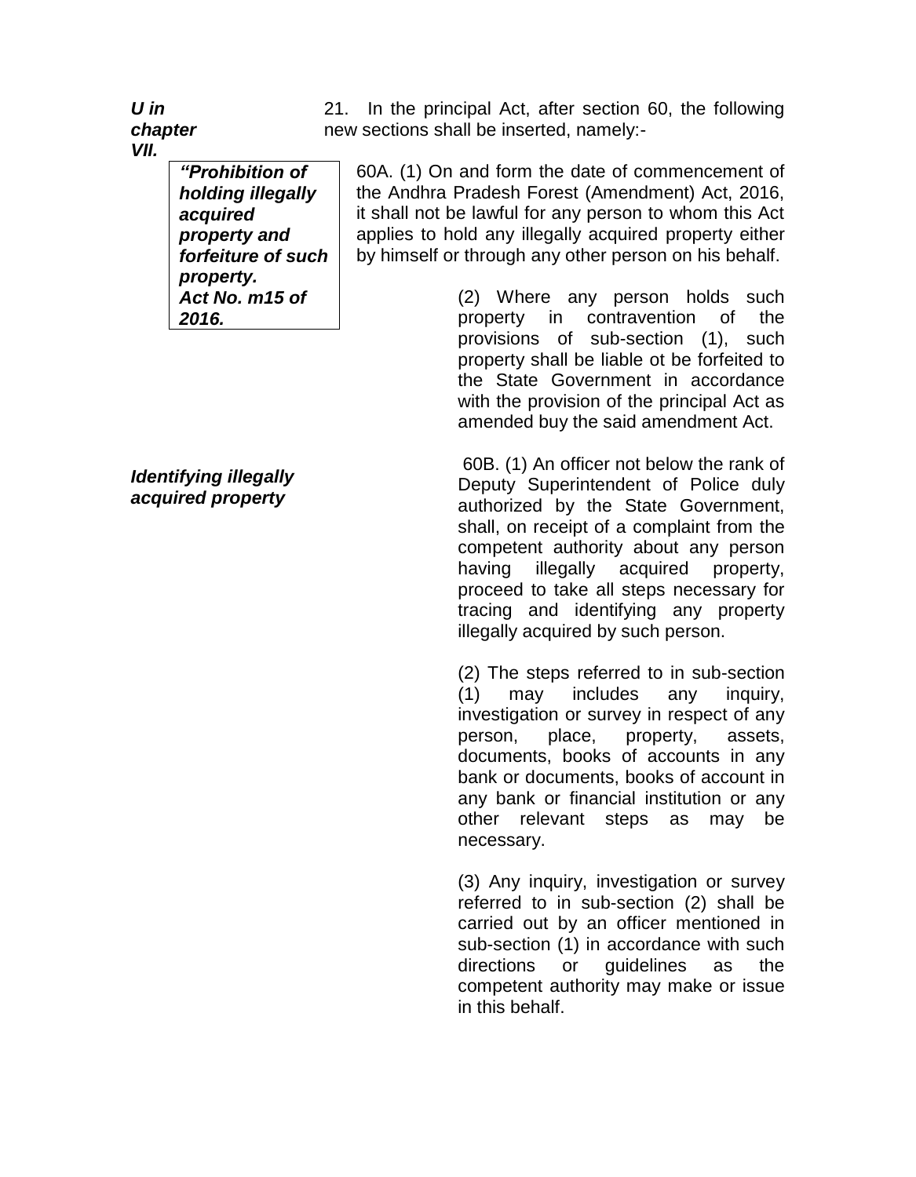***U in chapter VII.***

21. In the principal Act, after section 60, the following new sections shall be inserted, namely:-

***"Prohibition of holding illegally acquired property and forfeiture of such property.***
***Act No. m15 of 2016.***

60A. (1) On and form the date of commencement of the Andhra Pradesh Forest (Amendment) Act, 2016, it shall not be lawful for any person to whom this Act applies to hold any illegally acquired property either by himself or through any other person on his behalf.

(2) Where any person holds such property in contravention of the provisions of sub-section (1), such property shall be liable ot be forfeited to the State Government in accordance with the provision of the principal Act as amended buy the said amendment Act.

***Identifying illegally acquired property***

60B. (1) An officer not below the rank of Deputy Superintendent of Police duly authorized by the State Government, shall, on receipt of a complaint from the competent authority about any person having illegally acquired property, proceed to take all steps necessary for tracing and identifying any property illegally acquired by such person.

(2) The steps referred to in sub-section (1) may includes any inquiry, investigation or survey in respect of any person, place, property, assets, documents, books of accounts in any bank or documents, books of account in any bank or financial institution or any other relevant steps as may be necessary.

(3) Any inquiry, investigation or survey referred to in sub-section (2) shall be carried out by an officer mentioned in sub-section (1) in accordance with such directions or guidelines as the competent authority may make or issue in this behalf.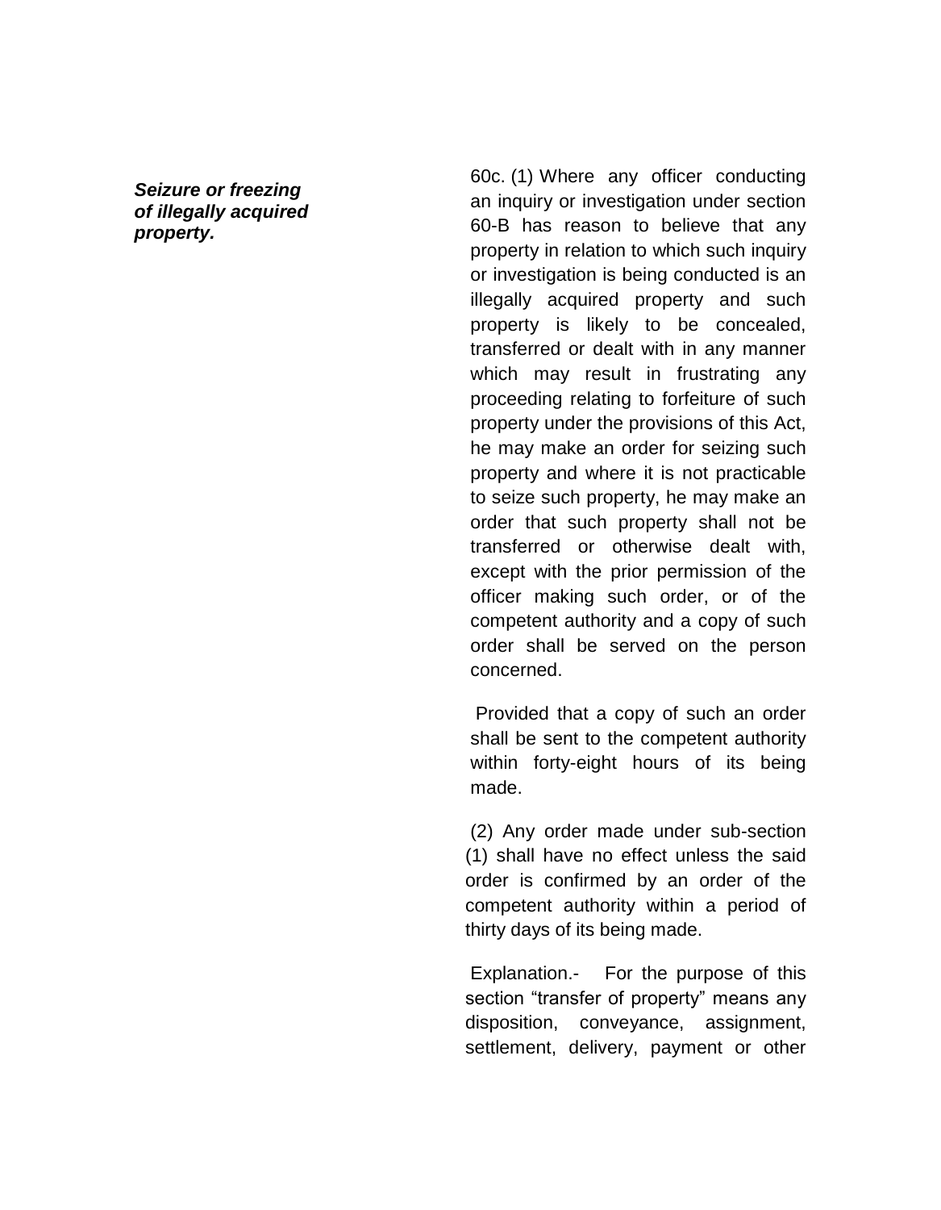***Seizure or freezing of illegally acquired property.***

60c. (1) Where any officer conducting an inquiry or investigation under section 60-B has reason to believe that any property in relation to which such inquiry or investigation is being conducted is an illegally acquired property and such property is likely to be concealed, transferred or dealt with in any manner which may result in frustrating any proceeding relating to forfeiture of such property under the provisions of this Act, he may make an order for seizing such property and where it is not practicable to seize such property, he may make an order that such property shall not be transferred or otherwise dealt with, except with the prior permission of the officer making such order, or of the competent authority and a copy of such order shall be served on the person concerned.

Provided that a copy of such an order shall be sent to the competent authority within forty-eight hours of its being made.

(2) Any order made under sub-section (1) shall have no effect unless the said order is confirmed by an order of the competent authority within a period of thirty days of its being made.

Explanation.- For the purpose of this section "transfer of property" means any disposition, conveyance, assignment, settlement, delivery, payment or other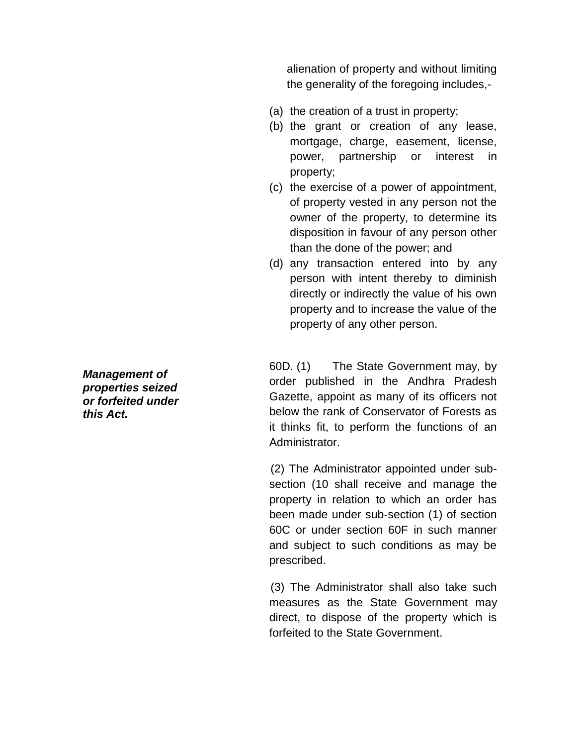alienation of property and without limiting the generality of the foregoing includes,-

(a) the creation of a trust in property;
(b) the grant or creation of any lease, mortgage, charge, easement, license, power, partnership or interest in property;
(c) the exercise of a power of appointment, of property vested in any person not the owner of the property, to determine its disposition in favour of any person other than the done of the power; and
(d) any transaction entered into by any person with intent thereby to diminish directly or indirectly the value of his own property and to increase the value of the property of any other person.

***Management of properties seized or forfeited under this Act.***

60D. (1) The State Government may, by order published in the Andhra Pradesh Gazette, appoint as many of its officers not below the rank of Conservator of Forests as it thinks fit, to perform the functions of an Administrator.

(2) The Administrator appointed under sub-section (10 shall receive and manage the property in relation to which an order has been made under sub-section (1) of section 60C or under section 60F in such manner and subject to such conditions as may be prescribed.

(3) The Administrator shall also take such measures as the State Government may direct, to dispose of the property which is forfeited to the State Government.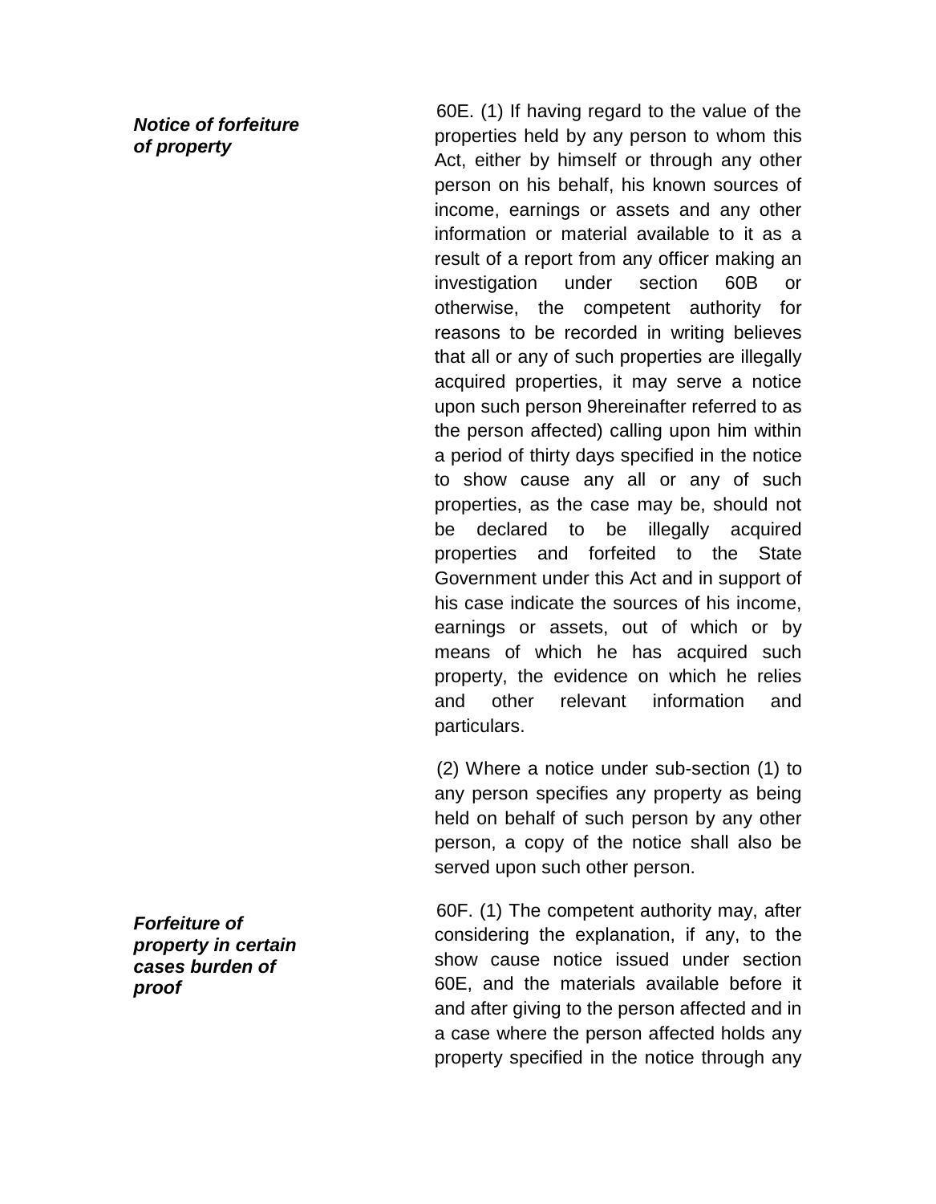***Notice of forfeiture of property***

60E. (1) If having regard to the value of the properties held by any person to whom this Act, either by himself or through any other person on his behalf, his known sources of income, earnings or assets and any other information or material available to it as a result of a report from any officer making an investigation under section 60B or otherwise, the competent authority for reasons to be recorded in writing believes that all or any of such properties are illegally acquired properties, it may serve a notice upon such person 9hereinafter referred to as the person affected) calling upon him within a period of thirty days specified in the notice to show cause any all or any of such properties, as the case may be, should not be declared to be illegally acquired properties and forfeited to the State Government under this Act and in support of his case indicate the sources of his income, earnings or assets, out of which or by means of which he has acquired such property, the evidence on which he relies and other relevant information and particulars.

(2) Where a notice under sub-section (1) to any person specifies any property as being held on behalf of such person by any other person, a copy of the notice shall also be served upon such other person.

***Forfeiture of property in certain cases burden of proof***

60F. (1) The competent authority may, after considering the explanation, if any, to the show cause notice issued under section 60E, and the materials available before it and after giving to the person affected and in a case where the person affected holds any property specified in the notice through any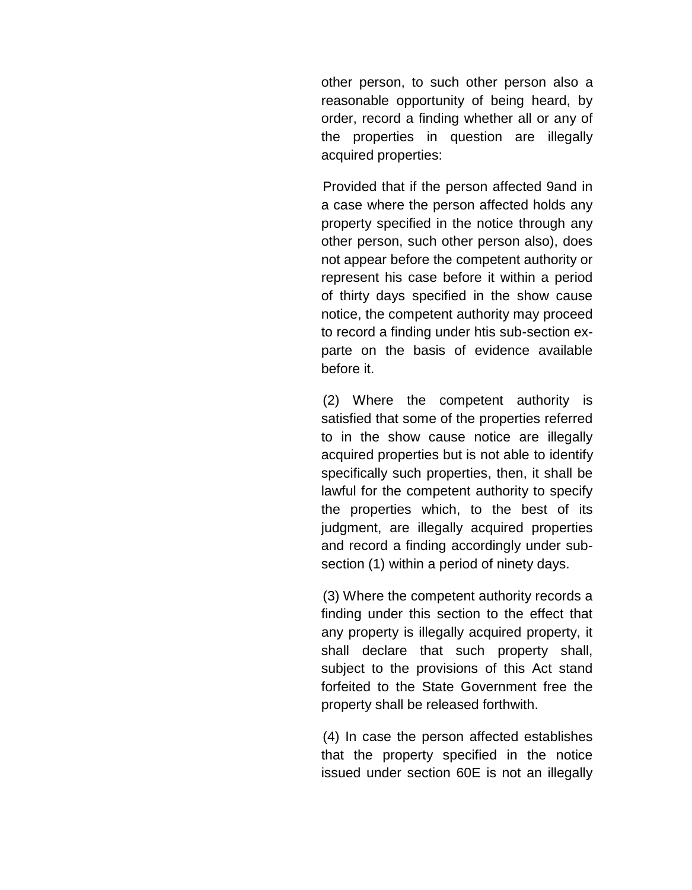other person, to such other person also a reasonable opportunity of being heard, by order, record a finding whether all or any of the properties in question are illegally acquired properties:

Provided that if the person affected 9and in a case where the person affected holds any property specified in the notice through any other person, such other person also), does not appear before the competent authority or represent his case before it within a period of thirty days specified in the show cause notice, the competent authority may proceed to record a finding under htis sub-section ex-parte on the basis of evidence available before it.

(2) Where the competent authority is satisfied that some of the properties referred to in the show cause notice are illegally acquired properties but is not able to identify specifically such properties, then, it shall be lawful for the competent authority to specify the properties which, to the best of its judgment, are illegally acquired properties and record a finding accordingly under sub-section (1) within a period of ninety days.

(3) Where the competent authority records a finding under this section to the effect that any property is illegally acquired property, it shall declare that such property shall, subject to the provisions of this Act stand forfeited to the State Government free the property shall be released forthwith.

(4) In case the person affected establishes that the property specified in the notice issued under section 60E is not an illegally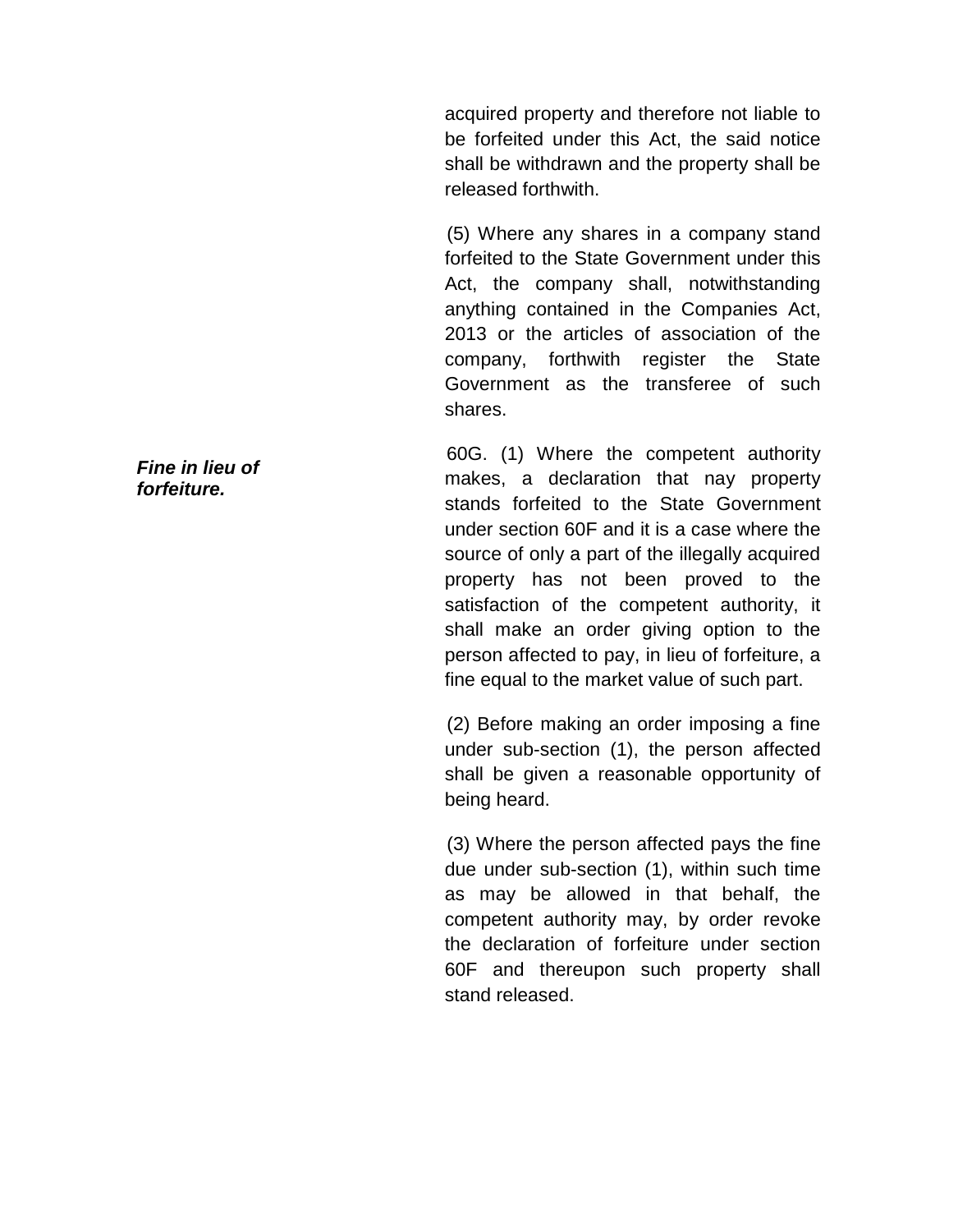acquired property and therefore not liable to be forfeited under this Act, the said notice shall be withdrawn and the property shall be released forthwith.

(5) Where any shares in a company stand forfeited to the State Government under this Act, the company shall, notwithstanding anything contained in the Companies Act, 2013 or the articles of association of the company, forthwith register the State Government as the transferee of such shares.

***Fine in lieu of forfeiture.***

60G. (1) Where the competent authority makes, a declaration that nay property stands forfeited to the State Government under section 60F and it is a case where the source of only a part of the illegally acquired property has not been proved to the satisfaction of the competent authority, it shall make an order giving option to the person affected to pay, in lieu of forfeiture, a fine equal to the market value of such part.

(2) Before making an order imposing a fine under sub-section (1), the person affected shall be given a reasonable opportunity of being heard.

(3) Where the person affected pays the fine due under sub-section (1), within such time as may be allowed in that behalf, the competent authority may, by order revoke the declaration of forfeiture under section 60F and thereupon such property shall stand released.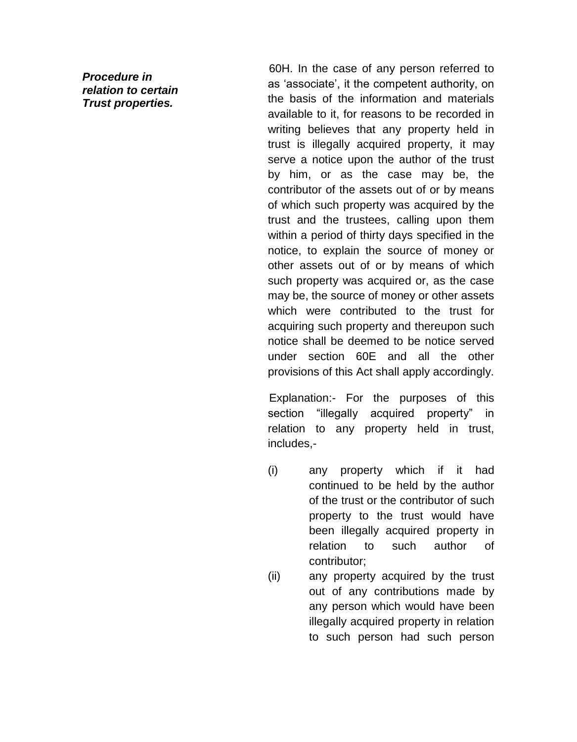***Procedure in relation to certain Trust properties.***

60H. In the case of any person referred to as 'associate', it the competent authority, on the basis of the information and materials available to it, for reasons to be recorded in writing believes that any property held in trust is illegally acquired property, it may serve a notice upon the author of the trust by him, or as the case may be, the contributor of the assets out of or by means of which such property was acquired by the trust and the trustees, calling upon them within a period of thirty days specified in the notice, to explain the source of money or other assets out of or by means of which such property was acquired or, as the case may be, the source of money or other assets which were contributed to the trust for acquiring such property and thereupon such notice shall be deemed to be notice served under section 60E and all the other provisions of this Act shall apply accordingly.

Explanation:- For the purposes of this section "illegally acquired property" in relation to any property held in trust, includes,-

(i) any property which if it had continued to be held by the author of the trust or the contributor of such property to the trust would have been illegally acquired property in relation to such author of contributor;

(ii) any property acquired by the trust out of any contributions made by any person which would have been illegally acquired property in relation to such person had such person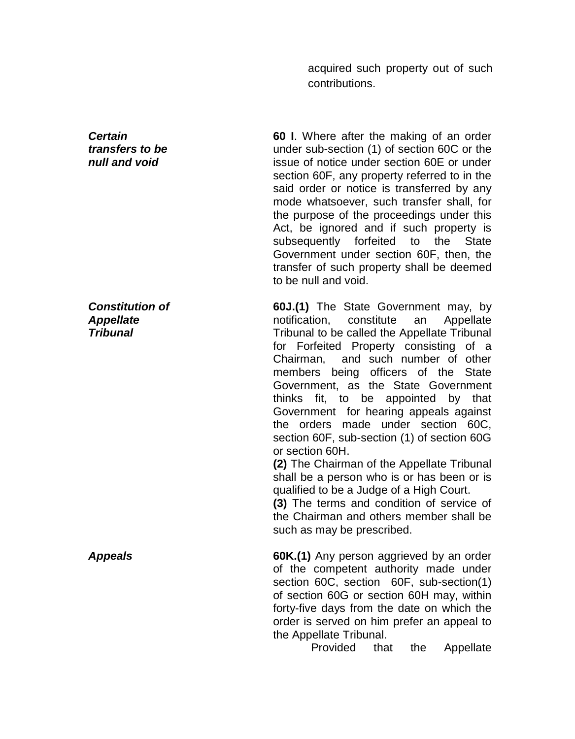acquired such property out of such contributions.

***Certain transfers to be null and void***

**60 I**. Where after the making of an order under sub-section (1) of section 60C or the issue of notice under section 60E or under section 60F, any property referred to in the said order or notice is transferred by any mode whatsoever, such transfer shall, for the purpose of the proceedings under this Act, be ignored and if such property is subsequently forfeited to the State Government under section 60F, then, the transfer of such property shall be deemed to be null and void.

***Constitution of Appellate Tribunal***

**60J.(1)** The State Government may, by notification, constitute an Appellate Tribunal to be called the Appellate Tribunal for Forfeited Property consisting of a Chairman, and such number of other members being officers of the State Government, as the State Government thinks fit, to be appointed by that Government for hearing appeals against the orders made under section 60C, section 60F, sub-section (1) of section 60G or section 60H.

**(2)** The Chairman of the Appellate Tribunal shall be a person who is or has been or is qualified to be a Judge of a High Court.

**(3)** The terms and condition of service of the Chairman and others member shall be such as may be prescribed.

***Appeals***

**60K.(1)** Any person aggrieved by an order of the competent authority made under section 60C, section 60F, sub-section(1) of section 60G or section 60H may, within forty-five days from the date on which the order is served on him prefer an appeal to the Appellate Tribunal.

Provided that the Appellate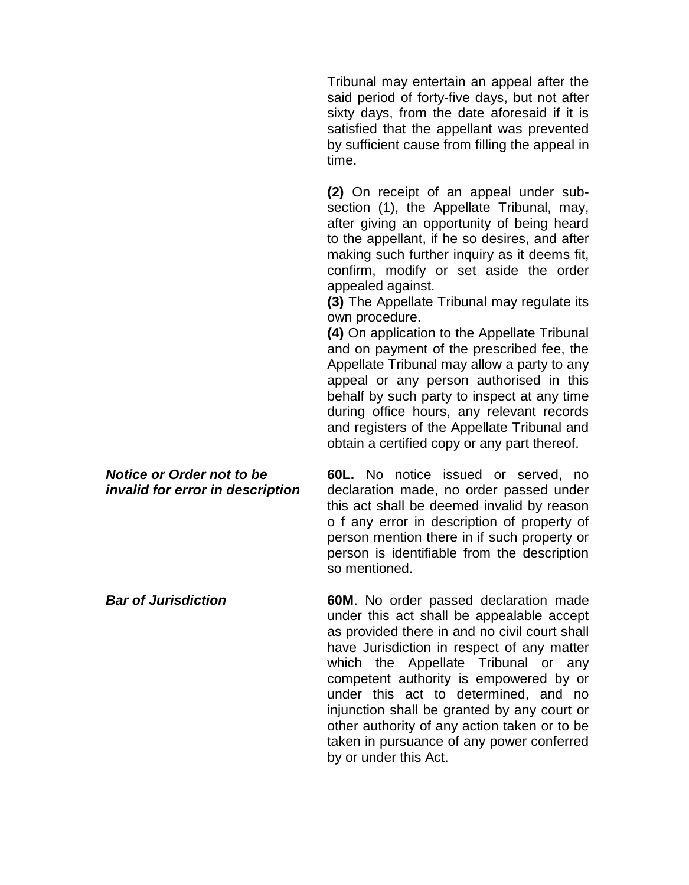Tribunal may entertain an appeal after the said period of forty-five days, but not after sixty days, from the date aforesaid if it is satisfied that the appellant was prevented by sufficient cause from filling the appeal in time.

**(2)** On receipt of an appeal under sub-section (1), the Appellate Tribunal, may, after giving an opportunity of being heard to the appellant, if he so desires, and after making such further inquiry as it deems fit, confirm, modify or set aside the order appealed against.

**(3)** The Appellate Tribunal may regulate its own procedure.

**(4)** On application to the Appellate Tribunal and on payment of the prescribed fee, the Appellate Tribunal may allow a party to any appeal or any person authorised in this behalf by such party to inspect at any time during office hours, any relevant records and registers of the Appellate Tribunal and obtain a certified copy or any part thereof.

***Notice or Order not to be invalid for error in description***

**60L.** No notice issued or served, no declaration made, no order passed under this act shall be deemed invalid by reason o f any error in description of property of person mention there in if such property or person is identifiable from the description so mentioned.

***Bar of Jurisdiction***

**60M**. No order passed declaration made under this act shall be appealable accept as provided there in and no civil court shall have Jurisdiction in respect of any matter which the Appellate Tribunal or any competent authority is empowered by or under this act to determined, and no injunction shall be granted by any court or other authority of any action taken or to be taken in pursuance of any power conferred by or under this Act.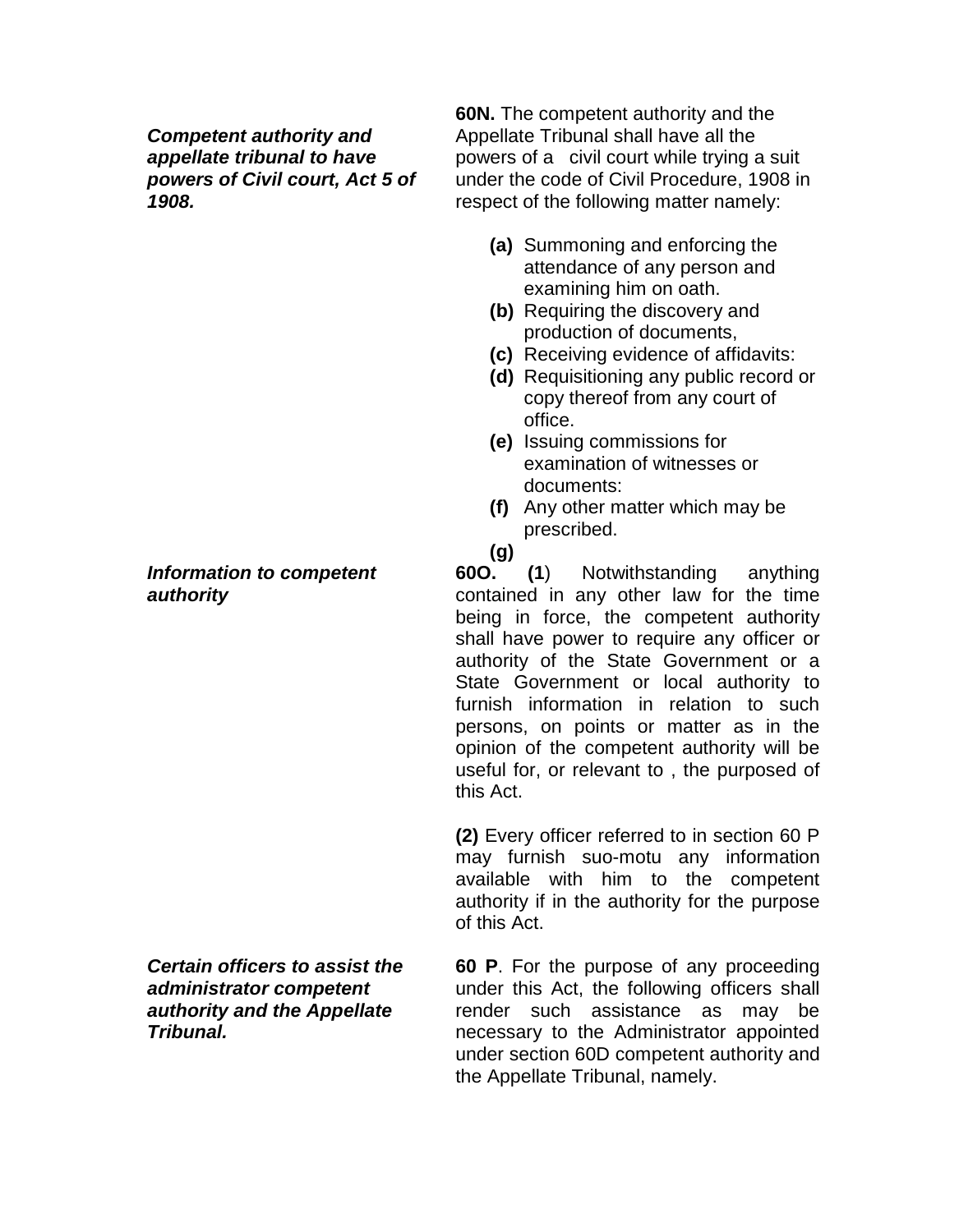***Competent authority and appellate tribunal to have powers of Civil court, Act 5 of 1908.***

**60N.** The competent authority and the Appellate Tribunal shall have all the powers of a civil court while trying a suit under the code of Civil Procedure, 1908 in respect of the following matter namely:

- **(a)** Summoning and enforcing the attendance of any person and examining him on oath.
- **(b)** Requiring the discovery and production of documents,
- **(c)** Receiving evidence of affidavits:
- **(d)** Requisitioning any public record or copy thereof from any court of office.
- **(e)** Issuing commissions for examination of witnesses or documents:
- **(f)** Any other matter which may be prescribed.
- **(g)**

***Information to competent authority***

**60O.** **(1**) Notwithstanding anything contained in any other law for the time being in force, the competent authority shall have power to require any officer or authority of the State Government or a State Government or local authority to furnish information in relation to such persons, on points or matter as in the opinion of the competent authority will be useful for, or relevant to , the purposed of this Act.

**(2)** Every officer referred to in section 60 P may furnish suo-motu any information available with him to the competent authority if in the authority for the purpose of this Act.

***Certain officers to assist the administrator competent authority and the Appellate Tribunal.***

**60 P**. For the purpose of any proceeding under this Act, the following officers shall render such assistance as may be necessary to the Administrator appointed under section 60D competent authority and the Appellate Tribunal, namely.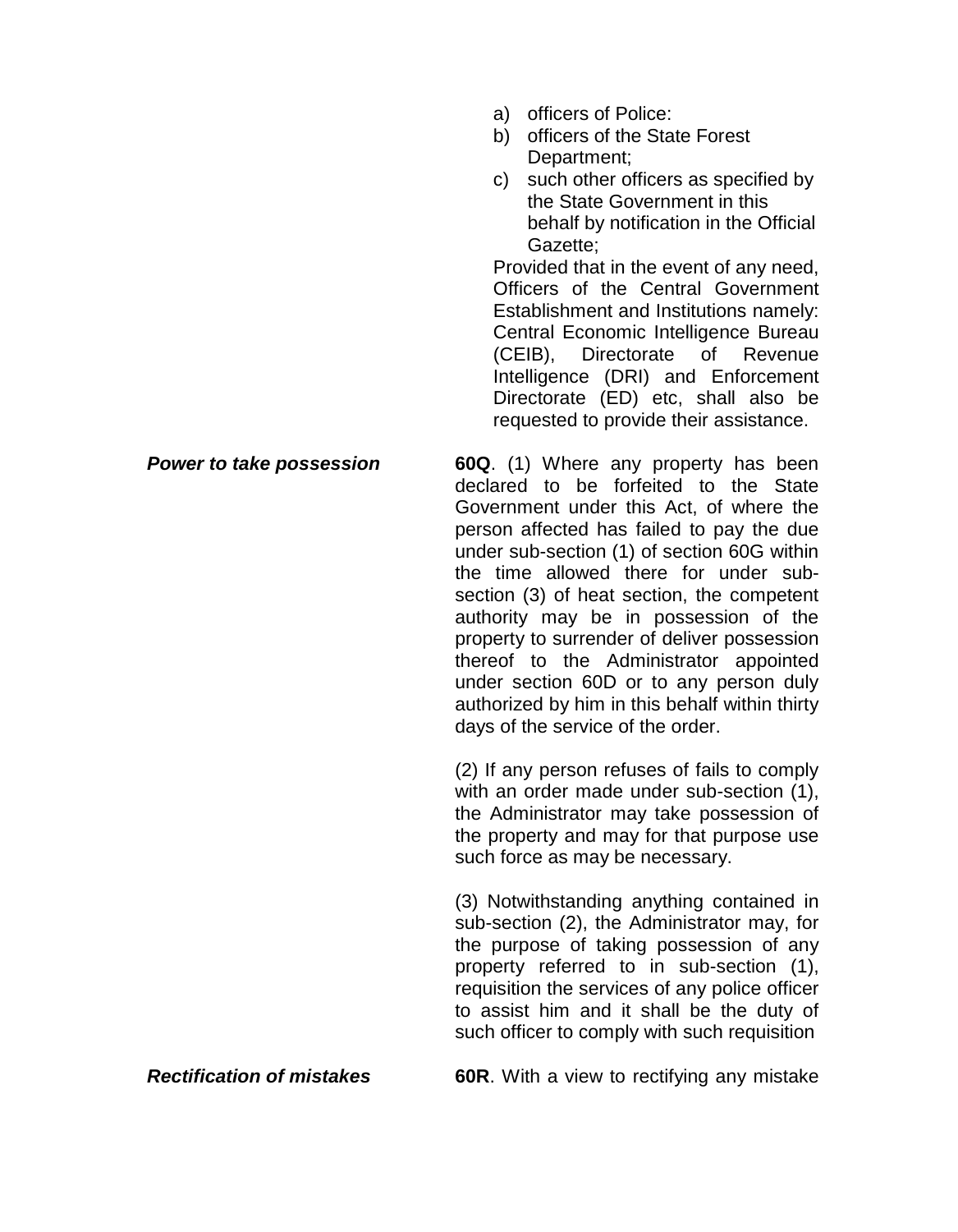a) officers of Police:
b) officers of the State Forest Department;
c) such other officers as specified by the State Government in this behalf by notification in the Official Gazette;

Provided that in the event of any need, Officers of the Central Government Establishment and Institutions namely: Central Economic Intelligence Bureau (CEIB), Directorate of Revenue Intelligence (DRI) and Enforcement Directorate (ED) etc, shall also be requested to provide their assistance.

***Power to take possession***

**60Q**. (1) Where any property has been declared to be forfeited to the State Government under this Act, of where the person affected has failed to pay the due under sub-section (1) of section 60G within the time allowed there for under sub-section (3) of heat section, the competent authority may be in possession of the property to surrender of deliver possession thereof to the Administrator appointed under section 60D or to any person duly authorized by him in this behalf within thirty days of the service of the order.

(2) If any person refuses of fails to comply with an order made under sub-section (1), the Administrator may take possession of the property and may for that purpose use such force as may be necessary.

(3) Notwithstanding anything contained in sub-section (2), the Administrator may, for the purpose of taking possession of any property referred to in sub-section (1), requisition the services of any police officer to assist him and it shall be the duty of such officer to comply with such requisition

***Rectification of mistakes***

**60R**. With a view to rectifying any mistake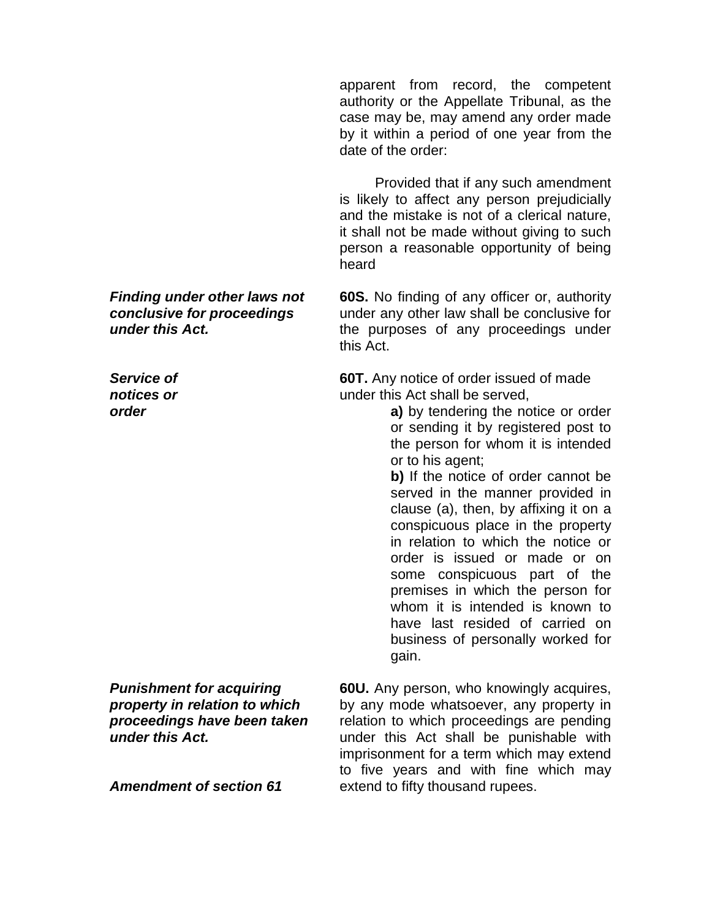apparent from record, the competent authority or the Appellate Tribunal, as the case may be, may amend any order made by it within a period of one year from the date of the order:

Provided that if any such amendment is likely to affect any person prejudicially and the mistake is not of a clerical nature, it shall not be made without giving to such person a reasonable opportunity of being heard

***Finding under other laws not conclusive for proceedings under this Act.***

**60S.** No finding of any officer or, authority under any other law shall be conclusive for the purposes of any proceedings under this Act.

***Service of notices or order***

**60T.** Any notice of order issued of made under this Act shall be served,

**a)** by tendering the notice or order or sending it by registered post to the person for whom it is intended or to his agent;

**b)** If the notice of order cannot be served in the manner provided in clause (a), then, by affixing it on a conspicuous place in the property in relation to which the notice or order is issued or made or on some conspicuous part of the premises in which the person for whom it is intended is known to have last resided of carried on business of personally worked for gain.

***Punishment for acquiring property in relation to which proceedings have been taken under this Act.***

**60U.** Any person, who knowingly acquires, by any mode whatsoever, any property in relation to which proceedings are pending under this Act shall be punishable with imprisonment for a term which may extend to five years and with fine which may extend to fifty thousand rupees.

***Amendment of section 61***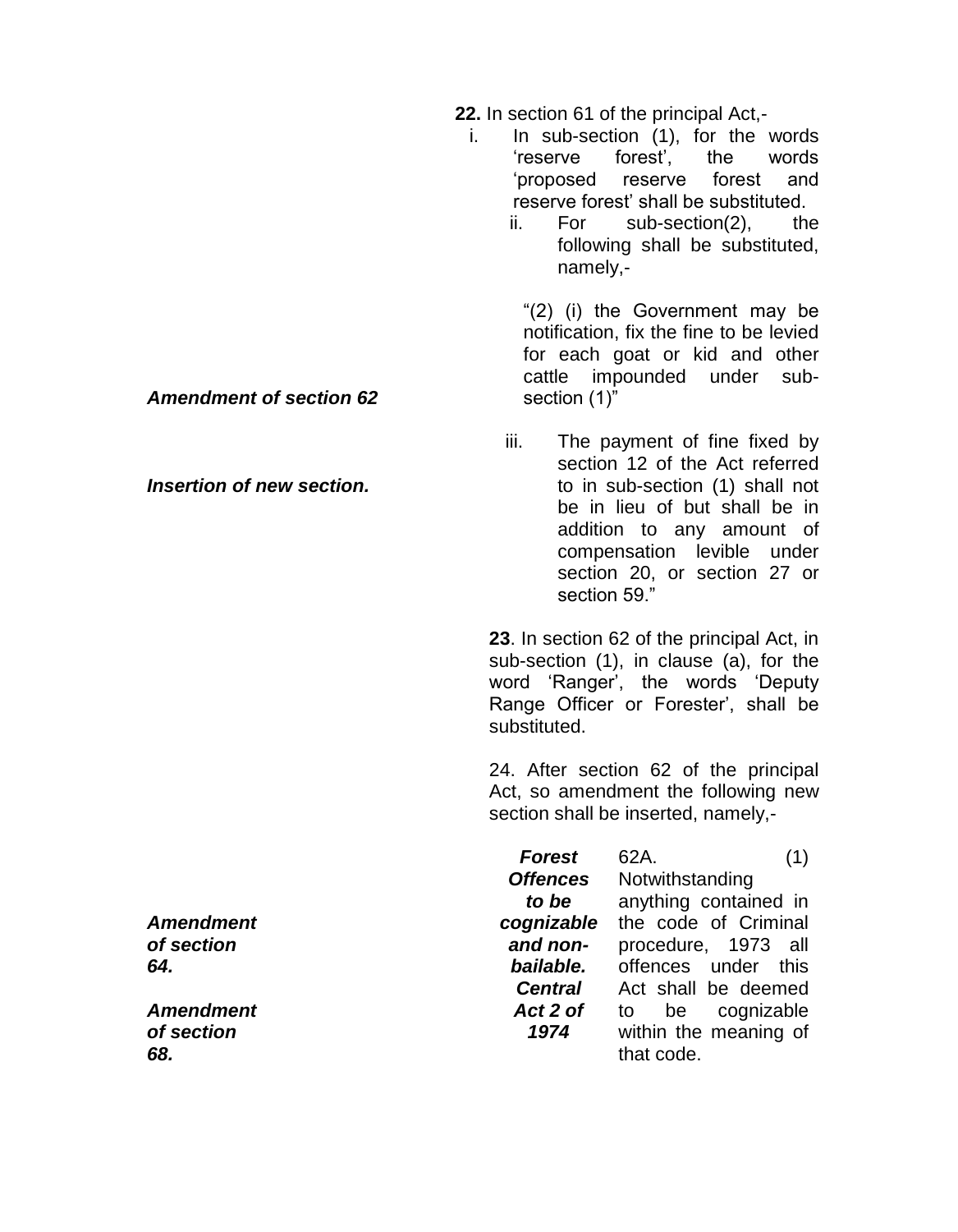**22.** In section 61 of the principal Act,-

i. In sub-section (1), for the words 'reserve forest', the words 'proposed reserve forest and reserve forest' shall be substituted.

ii. For sub-section(2), the following shall be substituted, namely,-

"(2) (i) the Government may be notification, fix the fine to be levied for each goat or kid and other cattle impounded under sub-section (1)"

iii. The payment of fine fixed by section 12 of the Act referred to in sub-section (1) shall not be in lieu of but shall be in addition to any amount of compensation levible under section 20, or section 27 or section 59."

***Amendment of section 62***

**23**. In section 62 of the principal Act, in sub-section (1), in clause (a), for the word 'Ranger', the words 'Deputy Range Officer or Forester', shall be substituted.

***Insertion of new section.***

24. After section 62 of the principal Act, so amendment the following new section shall be inserted, namely,-

***Forest Offences to be cognizable and non-bailable.***

***Central Act 2 of 1974***

62A. (1) Notwithstanding anything contained in the code of Criminal procedure, 1973 all offences under this Act shall be deemed to be cognizable within the meaning of that code.

***Amendment of section 64.***

***Amendment of section 68.***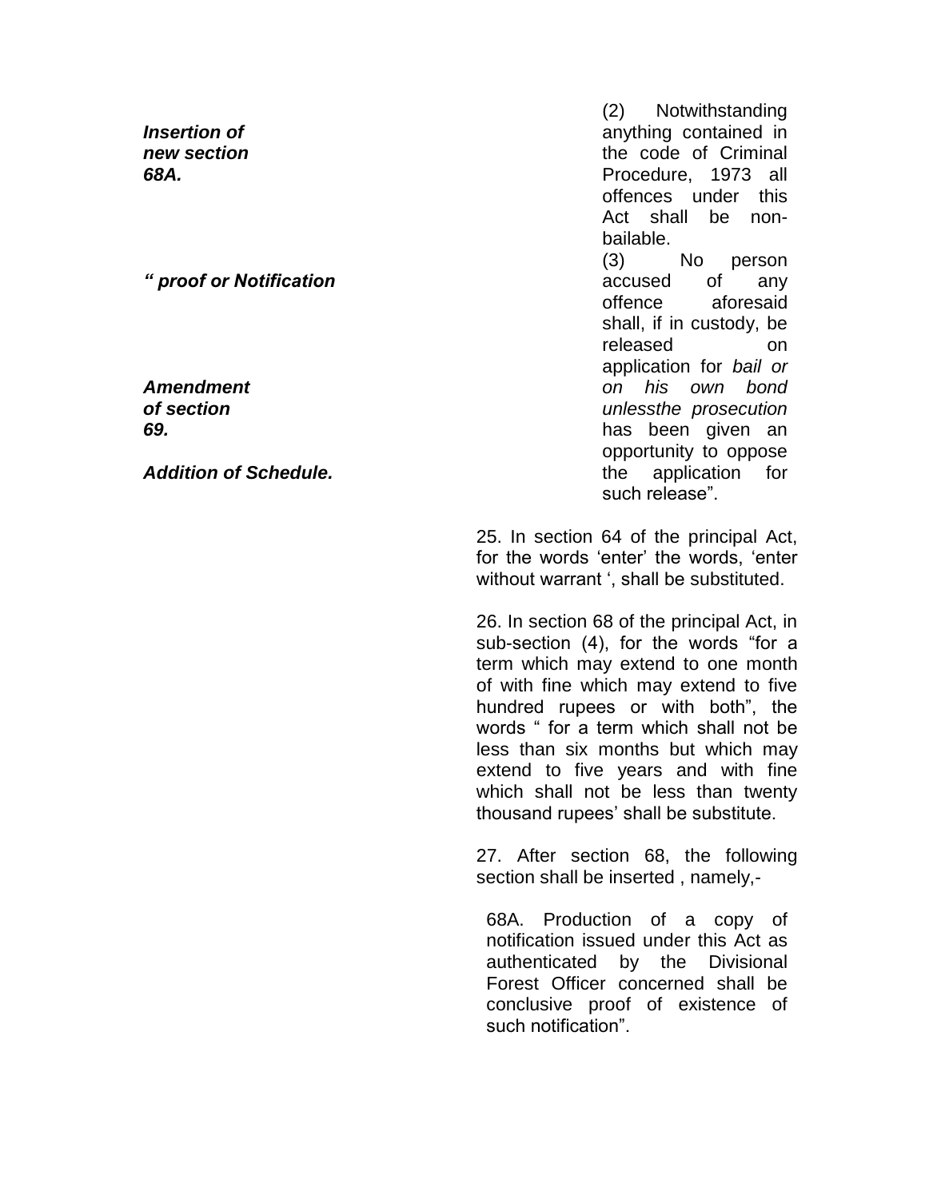(2) Notwithstanding anything contained in the code of Criminal Procedure, 1973 all offences under this Act shall be non-bailable.

(3) No person accused of any offence aforesaid shall, if in custody, be released on application for *bail or on his own bond unlessthe prosecution* has been given an opportunity to oppose the application for such release".

***Amendment of section 69.***

25. In section 64 of the principal Act, for the words 'enter' the words, 'enter without warrant ', shall be substituted.

26. In section 68 of the principal Act, in sub-section (4), for the words "for a term which may extend to one month of with fine which may extend to five hundred rupees or with both", the words " for a term which shall not be less than six months but which may extend to five years and with fine which shall not be less than twenty thousand rupees' shall be substitute.

***Insertion of new section 68A.***

27. After section 68, the following section shall be inserted , namely,-

***" proof or Notification***

68A. Production of a copy of notification issued under this Act as authenticated by the Divisional Forest Officer concerned shall be conclusive proof of existence of such notification".

***Addition of Schedule.***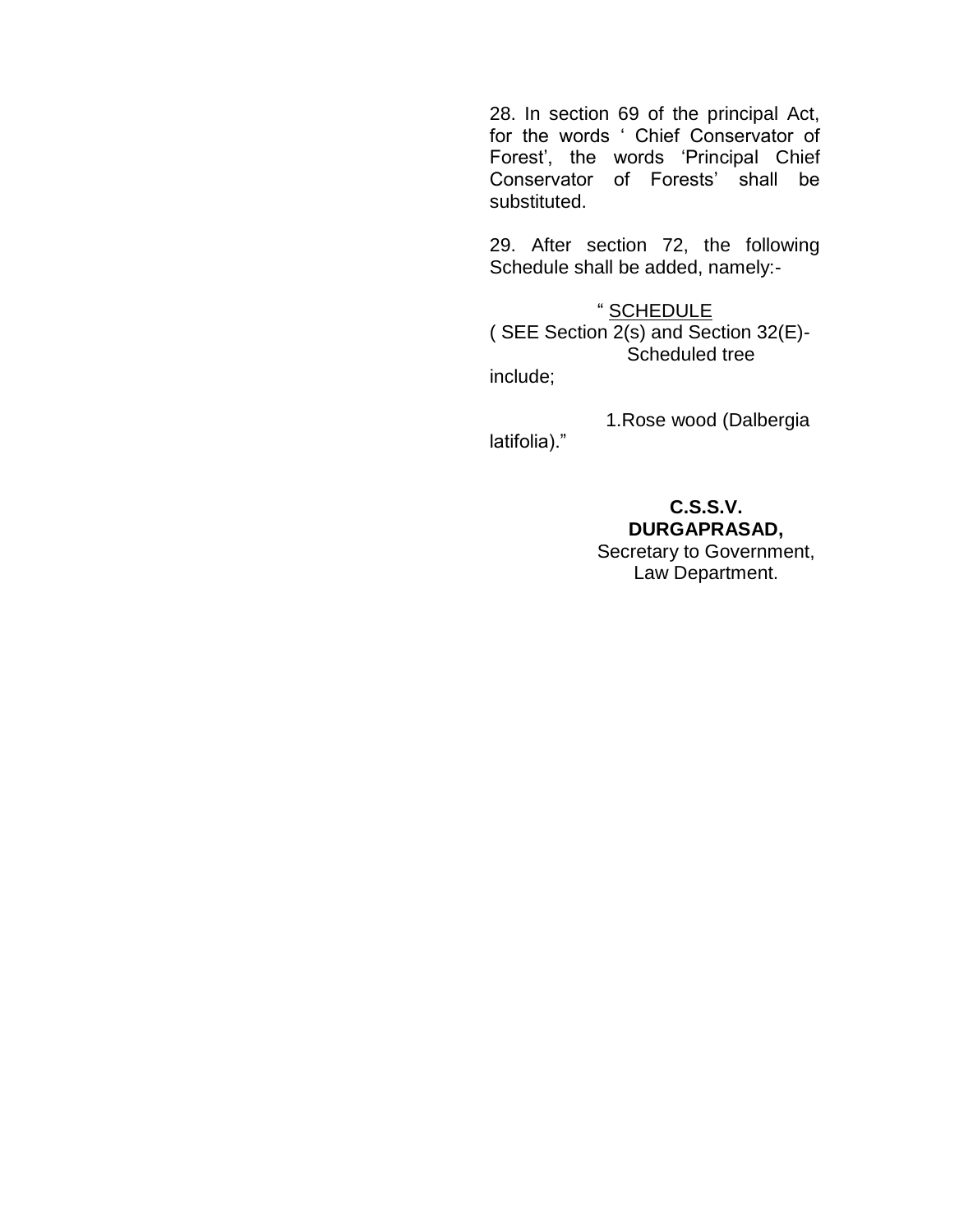28. In section 69 of the principal Act, for the words ' Chief Conservator of Forest', the words 'Principal Chief Conservator of Forests' shall be substituted.

29. After section 72, the following Schedule shall be added, namely:-

" SCHEDULE

( SEE Section 2(s) and Section 32(E)-

Scheduled tree include;

1.Rose wood (Dalbergia latifolia)."

**C.S.S.V. DURGAPRASAD,**
Secretary to Government,
Law Department.